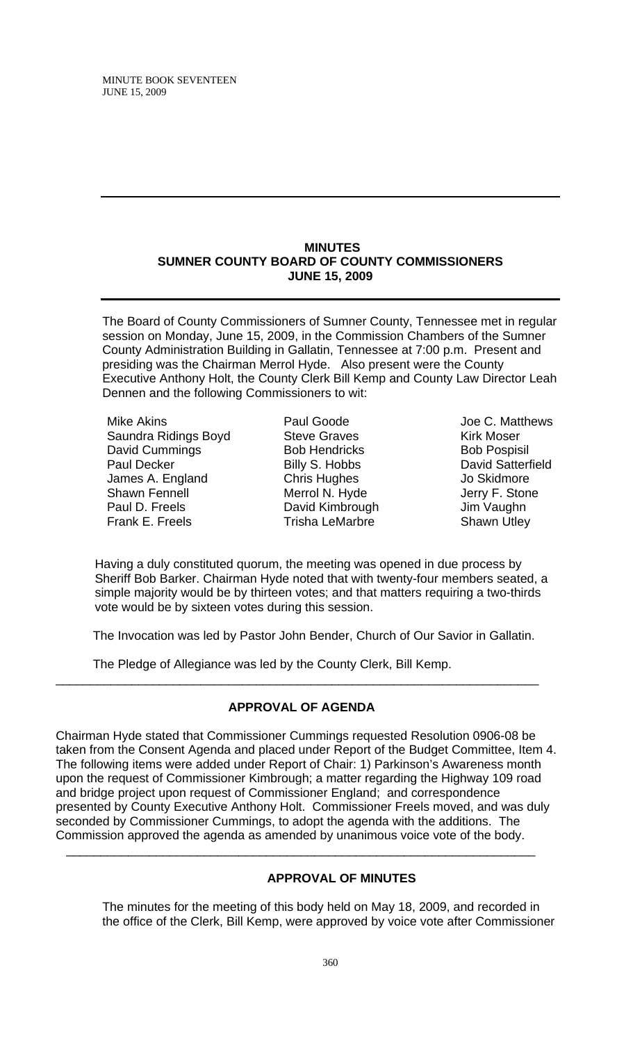# MINUTES
## SUMNER COUNTY BOARD OF COUNTY COMMISSIONERS
## JUNE 15, 2009

The Board of County Commissioners of Sumner County, Tennessee met in regular session on Monday, June 15, 2009, in the Commission Chambers of the Sumner County Administration Building in Gallatin, Tennessee at 7:00 p.m. Present and presiding was the Chairman Merrol Hyde. Also present were the County Executive Anthony Holt, the County Clerk Bill Kemp and County Law Director Leah Dennen and the following Commissioners to wit:

Mike Akins
Saundra Ridings Boyd
David Cummings
Paul Decker
James A. England
Shawn Fennell
Paul D. Freels
Frank E. Freels
Paul Goode
Steve Graves
Bob Hendricks
Billy S. Hobbs
Chris Hughes
Merrol N. Hyde
David Kimbrough
Trisha LeMarbre
Joe C. Matthews
Kirk Moser
Bob Pospisil
David Satterfield
Jo Skidmore
Jerry F. Stone
Jim Vaughn
Shawn Utley

Having a duly constituted quorum, the meeting was opened in due process by Sheriff Bob Barker. Chairman Hyde noted that with twenty-four members seated, a simple majority would be by thirteen votes; and that matters requiring a two-thirds vote would be by sixteen votes during this session.

The Invocation was led by Pastor John Bender, Church of Our Savior in Gallatin.

The Pledge of Allegiance was led by the County Clerk, Bill Kemp.

---

## APPROVAL OF AGENDA

Chairman Hyde stated that Commissioner Cummings requested Resolution 0906-08 be taken from the Consent Agenda and placed under Report of the Budget Committee, Item 4. The following items were added under Report of Chair: 1) Parkinson's Awareness month upon the request of Commissioner Kimbrough; a matter regarding the Highway 109 road and bridge project upon request of Commissioner England; and correspondence presented by County Executive Anthony Holt. Commissioner Freels moved, and was duly seconded by Commissioner Cummings, to adopt the agenda with the additions. The Commission approved the agenda as amended by unanimous voice vote of the body.

---

## APPROVAL OF MINUTES

The minutes for the meeting of this body held on May 18, 2009, and recorded in the office of the Clerk, Bill Kemp, were approved by voice vote after Commissioner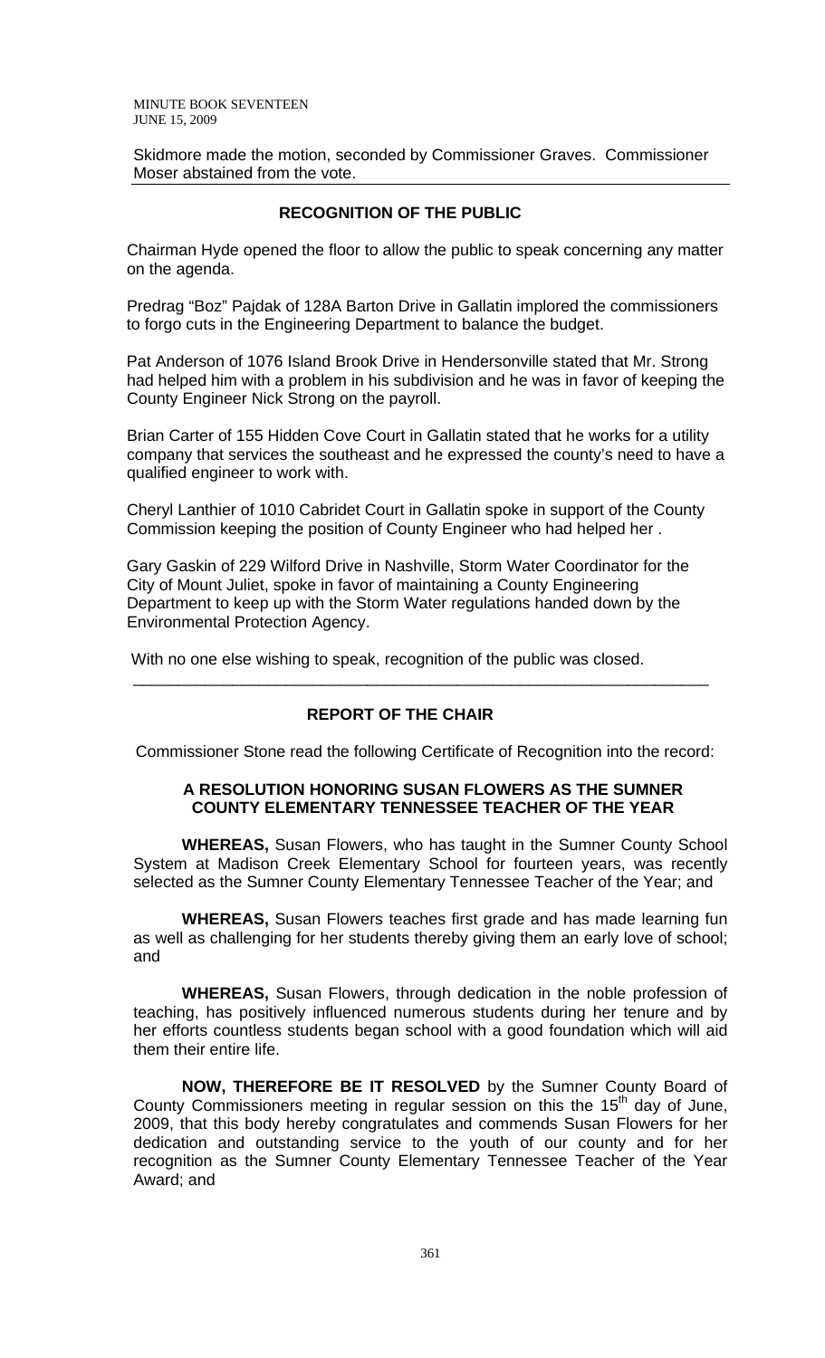Skidmore made the motion, seconded by Commissioner Graves. Commissioner Moser abstained from the vote.

---

## RECOGNITION OF THE PUBLIC

Chairman Hyde opened the floor to allow the public to speak concerning any matter on the agenda.

Predrag "Boz" Pajdak of 128A Barton Drive in Gallatin implored the commissioners to forgo cuts in the Engineering Department to balance the budget.

Pat Anderson of 1076 Island Brook Drive in Hendersonville stated that Mr. Strong had helped him with a problem in his subdivision and he was in favor of keeping the County Engineer Nick Strong on the payroll.

Brian Carter of 155 Hidden Cove Court in Gallatin stated that he works for a utility company that services the southeast and he expressed the county's need to have a qualified engineer to work with.

Cheryl Lanthier of 1010 Cabridet Court in Gallatin spoke in support of the County Commission keeping the position of County Engineer who had helped her .

Gary Gaskin of 229 Wilford Drive in Nashville, Storm Water Coordinator for the City of Mount Juliet, spoke in favor of maintaining a County Engineering Department to keep up with the Storm Water regulations handed down by the Environmental Protection Agency.

With no one else wishing to speak, recognition of the public was closed.

---

## REPORT OF THE CHAIR

Commissioner Stone read the following Certificate of Recognition into the record:

### A RESOLUTION HONORING SUSAN FLOWERS AS THE SUMNER COUNTY ELEMENTARY TENNESSEE TEACHER OF THE YEAR

**WHEREAS,** Susan Flowers, who has taught in the Sumner County School System at Madison Creek Elementary School for fourteen years, was recently selected as the Sumner County Elementary Tennessee Teacher of the Year; and

**WHEREAS,** Susan Flowers teaches first grade and has made learning fun as well as challenging for her students thereby giving them an early love of school; and

**WHEREAS,** Susan Flowers, through dedication in the noble profession of teaching, has positively influenced numerous students during her tenure and by her efforts countless students began school with a good foundation which will aid them their entire life.

**NOW, THEREFORE BE IT RESOLVED** by the Sumner County Board of County Commissioners meeting in regular session on this the 15th day of June, 2009, that this body hereby congratulates and commends Susan Flowers for her dedication and outstanding service to the youth of our county and for her recognition as the Sumner County Elementary Tennessee Teacher of the Year Award; and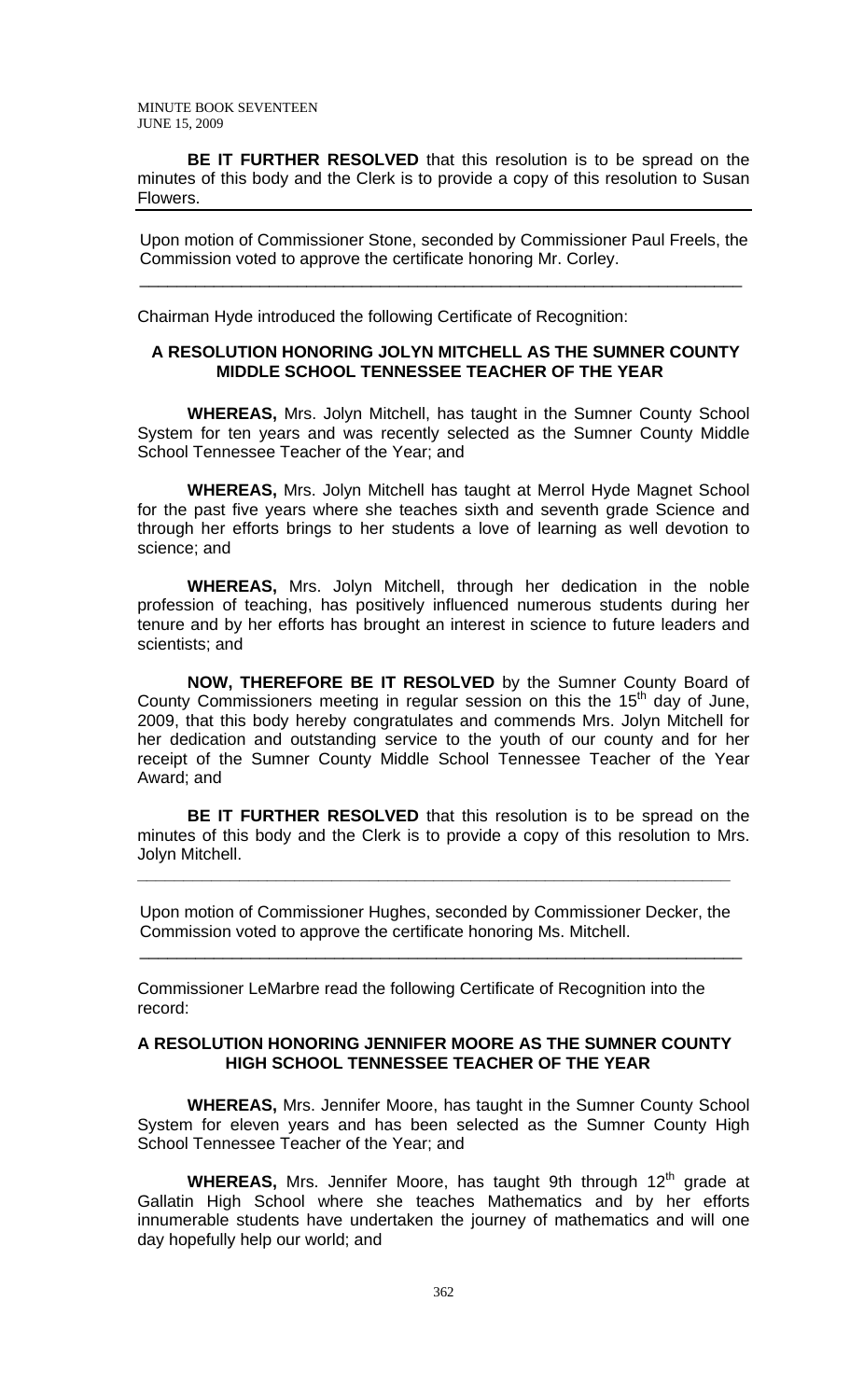**BE IT FURTHER RESOLVED** that this resolution is to be spread on the minutes of this body and the Clerk is to provide a copy of this resolution to Susan Flowers.

---

Upon motion of Commissioner Stone, seconded by Commissioner Paul Freels, the Commission voted to approve the certificate honoring Mr. Corley.

---

Chairman Hyde introduced the following Certificate of Recognition:

**A RESOLUTION HONORING JOLYN MITCHELL AS THE SUMNER COUNTY MIDDLE SCHOOL TENNESSEE TEACHER OF THE YEAR**

**WHEREAS,** Mrs. Jolyn Mitchell, has taught in the Sumner County School System for ten years and was recently selected as the Sumner County Middle School Tennessee Teacher of the Year; and

**WHEREAS,** Mrs. Jolyn Mitchell has taught at Merrol Hyde Magnet School for the past five years where she teaches sixth and seventh grade Science and through her efforts brings to her students a love of learning as well devotion to science; and

**WHEREAS,** Mrs. Jolyn Mitchell, through her dedication in the noble profession of teaching, has positively influenced numerous students during her tenure and by her efforts has brought an interest in science to future leaders and scientists; and

**NOW, THEREFORE BE IT RESOLVED** by the Sumner County Board of County Commissioners meeting in regular session on this the 15th day of June, 2009, that this body hereby congratulates and commends Mrs. Jolyn Mitchell for her dedication and outstanding service to the youth of our county and for her receipt of the Sumner County Middle School Tennessee Teacher of the Year Award; and

**BE IT FURTHER RESOLVED** that this resolution is to be spread on the minutes of this body and the Clerk is to provide a copy of this resolution to Mrs. Jolyn Mitchell.

---

Upon motion of Commissioner Hughes, seconded by Commissioner Decker, the Commission voted to approve the certificate honoring Ms. Mitchell.

---

Commissioner LeMarbre read the following Certificate of Recognition into the record:

**A RESOLUTION HONORING JENNIFER MOORE AS THE SUMNER COUNTY HIGH SCHOOL TENNESSEE TEACHER OF THE YEAR**

**WHEREAS,** Mrs. Jennifer Moore, has taught in the Sumner County School System for eleven years and has been selected as the Sumner County High School Tennessee Teacher of the Year; and

**WHEREAS,** Mrs. Jennifer Moore, has taught 9th through 12th grade at Gallatin High School where she teaches Mathematics and by her efforts innumerable students have undertaken the journey of mathematics and will one day hopefully help our world; and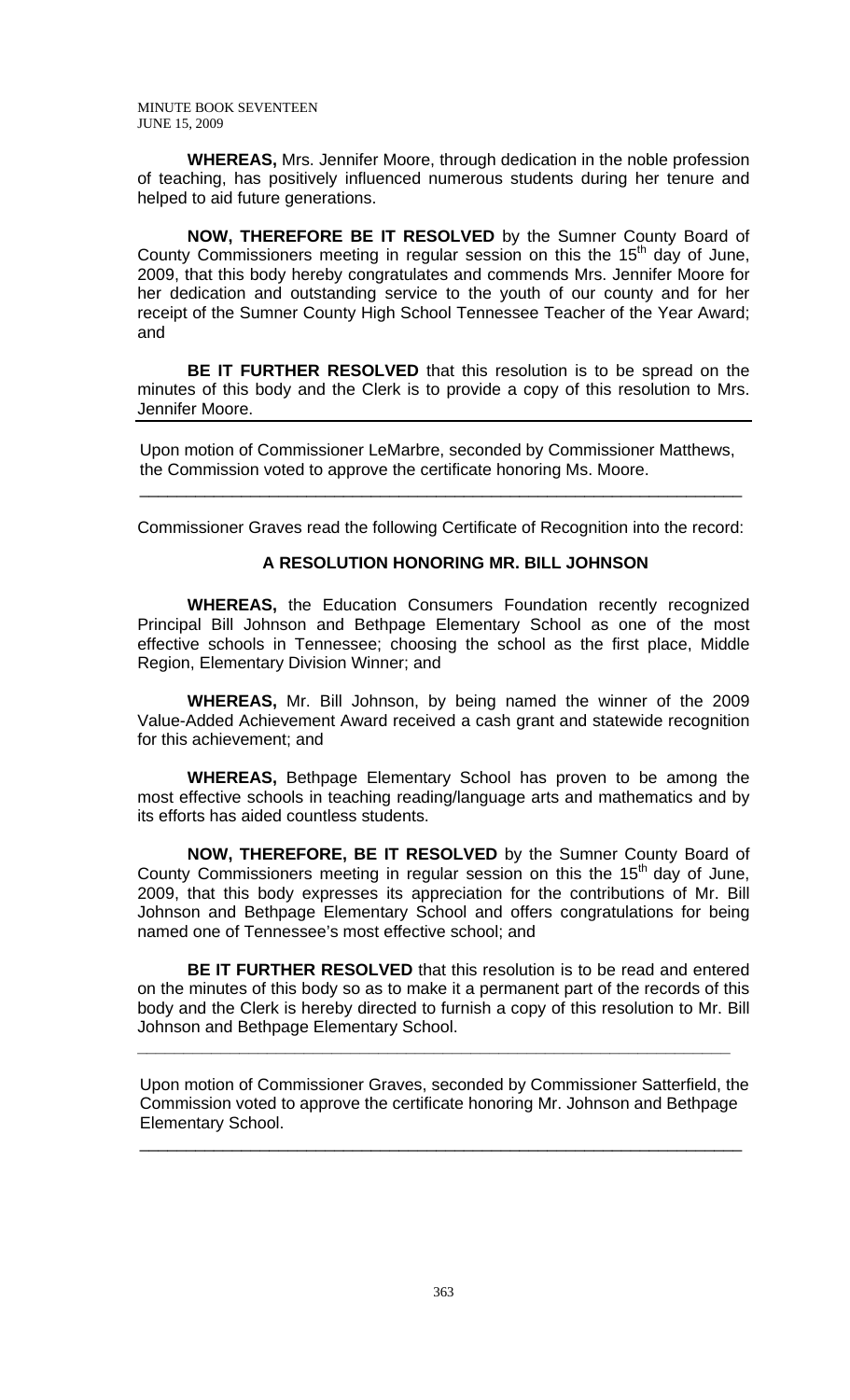**WHEREAS,** Mrs. Jennifer Moore, through dedication in the noble profession of teaching, has positively influenced numerous students during her tenure and helped to aid future generations.

**NOW, THEREFORE BE IT RESOLVED** by the Sumner County Board of County Commissioners meeting in regular session on this the 15th day of June, 2009, that this body hereby congratulates and commends Mrs. Jennifer Moore for her dedication and outstanding service to the youth of our county and for her receipt of the Sumner County High School Tennessee Teacher of the Year Award; and

**BE IT FURTHER RESOLVED** that this resolution is to be spread on the minutes of this body and the Clerk is to provide a copy of this resolution to Mrs. Jennifer Moore.

---

Upon motion of Commissioner LeMarbre, seconded by Commissioner Matthews, the Commission voted to approve the certificate honoring Ms. Moore.

---

Commissioner Graves read the following Certificate of Recognition into the record:

**A RESOLUTION HONORING MR. BILL JOHNSON**

**WHEREAS,** the Education Consumers Foundation recently recognized Principal Bill Johnson and Bethpage Elementary School as one of the most effective schools in Tennessee; choosing the school as the first place, Middle Region, Elementary Division Winner; and

**WHEREAS,** Mr. Bill Johnson, by being named the winner of the 2009 Value-Added Achievement Award received a cash grant and statewide recognition for this achievement; and

**WHEREAS,** Bethpage Elementary School has proven to be among the most effective schools in teaching reading/language arts and mathematics and by its efforts has aided countless students.

**NOW, THEREFORE, BE IT RESOLVED** by the Sumner County Board of County Commissioners meeting in regular session on this the 15th day of June, 2009, that this body expresses its appreciation for the contributions of Mr. Bill Johnson and Bethpage Elementary School and offers congratulations for being named one of Tennessee's most effective school; and

**BE IT FURTHER RESOLVED** that this resolution is to be read and entered on the minutes of this body so as to make it a permanent part of the records of this body and the Clerk is hereby directed to furnish a copy of this resolution to Mr. Bill Johnson and Bethpage Elementary School.

---

Upon motion of Commissioner Graves, seconded by Commissioner Satterfield, the Commission voted to approve the certificate honoring Mr. Johnson and Bethpage Elementary School.

---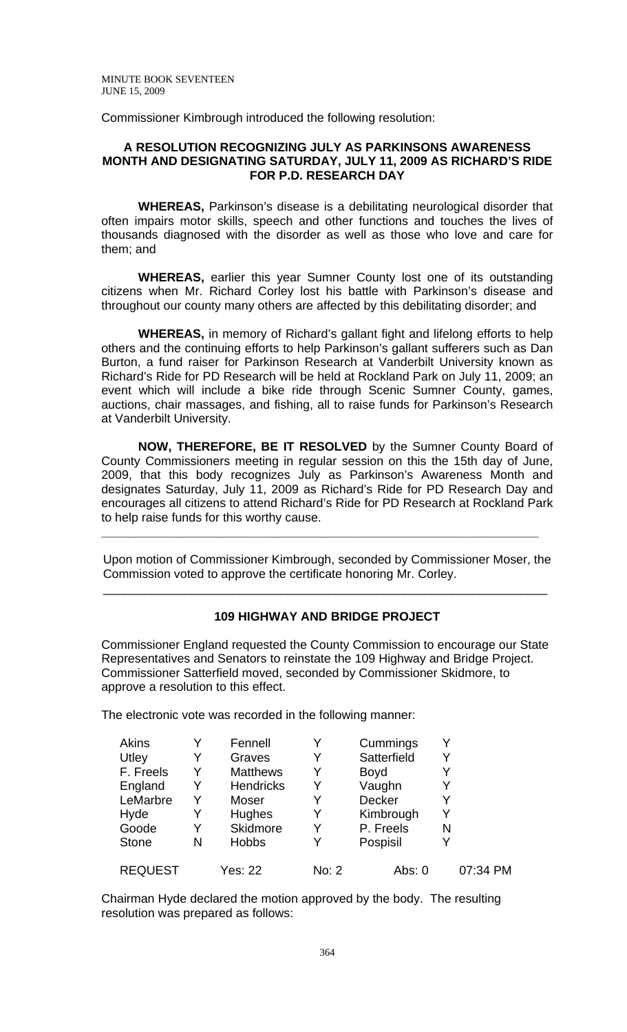Commissioner Kimbrough introduced the following resolution:

**A RESOLUTION RECOGNIZING JULY AS PARKINSONS AWARENESS MONTH AND DESIGNATING SATURDAY, JULY 11, 2009 AS RICHARD'S RIDE FOR P.D. RESEARCH DAY**

**WHEREAS,** Parkinson's disease is a debilitating neurological disorder that often impairs motor skills, speech and other functions and touches the lives of thousands diagnosed with the disorder as well as those who love and care for them; and

**WHEREAS,** earlier this year Sumner County lost one of its outstanding citizens when Mr. Richard Corley lost his battle with Parkinson's disease and throughout our county many others are affected by this debilitating disorder; and

**WHEREAS,** in memory of Richard's gallant fight and lifelong efforts to help others and the continuing efforts to help Parkinson's gallant sufferers such as Dan Burton, a fund raiser for Parkinson Research at Vanderbilt University known as Richard's Ride for PD Research will be held at Rockland Park on July 11, 2009; an event which will include a bike ride through Scenic Sumner County, games, auctions, chair massages, and fishing, all to raise funds for Parkinson's Research at Vanderbilt University.

**NOW, THEREFORE, BE IT RESOLVED** by the Sumner County Board of County Commissioners meeting in regular session on this the 15th day of June, 2009, that this body recognizes July as Parkinson's Awareness Month and designates Saturday, July 11, 2009 as Richard's Ride for PD Research Day and encourages all citizens to attend Richard's Ride for PD Research at Rockland Park to help raise funds for this worthy cause.

---

Upon motion of Commissioner Kimbrough, seconded by Commissioner Moser, the Commission voted to approve the certificate honoring Mr. Corley.

---

**109 HIGHWAY AND BRIDGE PROJECT**

Commissioner England requested the County Commission to encourage our State Representatives and Senators to reinstate the 109 Highway and Bridge Project. Commissioner Satterfield moved, seconded by Commissioner Skidmore, to approve a resolution to this effect.

The electronic vote was recorded in the following manner:

| | | | | | | |
|---|---|---|---|---|---|---|
| Akins | Y | Fennell | Y | Cummings | Y | |
| Utley | Y | Graves | Y | Satterfield | Y | |
| F. Freels | Y | Matthews | Y | Boyd | Y | |
| England | Y | Hendricks | Y | Vaughn | Y | |
| LeMarbre | Y | Moser | Y | Decker | Y | |
| Hyde | Y | Hughes | Y | Kimbrough | Y | |
| Goode | Y | Skidmore | Y | P. Freels | N | |
| Stone | N | Hobbs | Y | Pospisil | Y | |
| REQUEST | | Yes: 22 | No: 2 | Abs: 0 | | 07:34 PM |

Chairman Hyde declared the motion approved by the body. The resulting resolution was prepared as follows: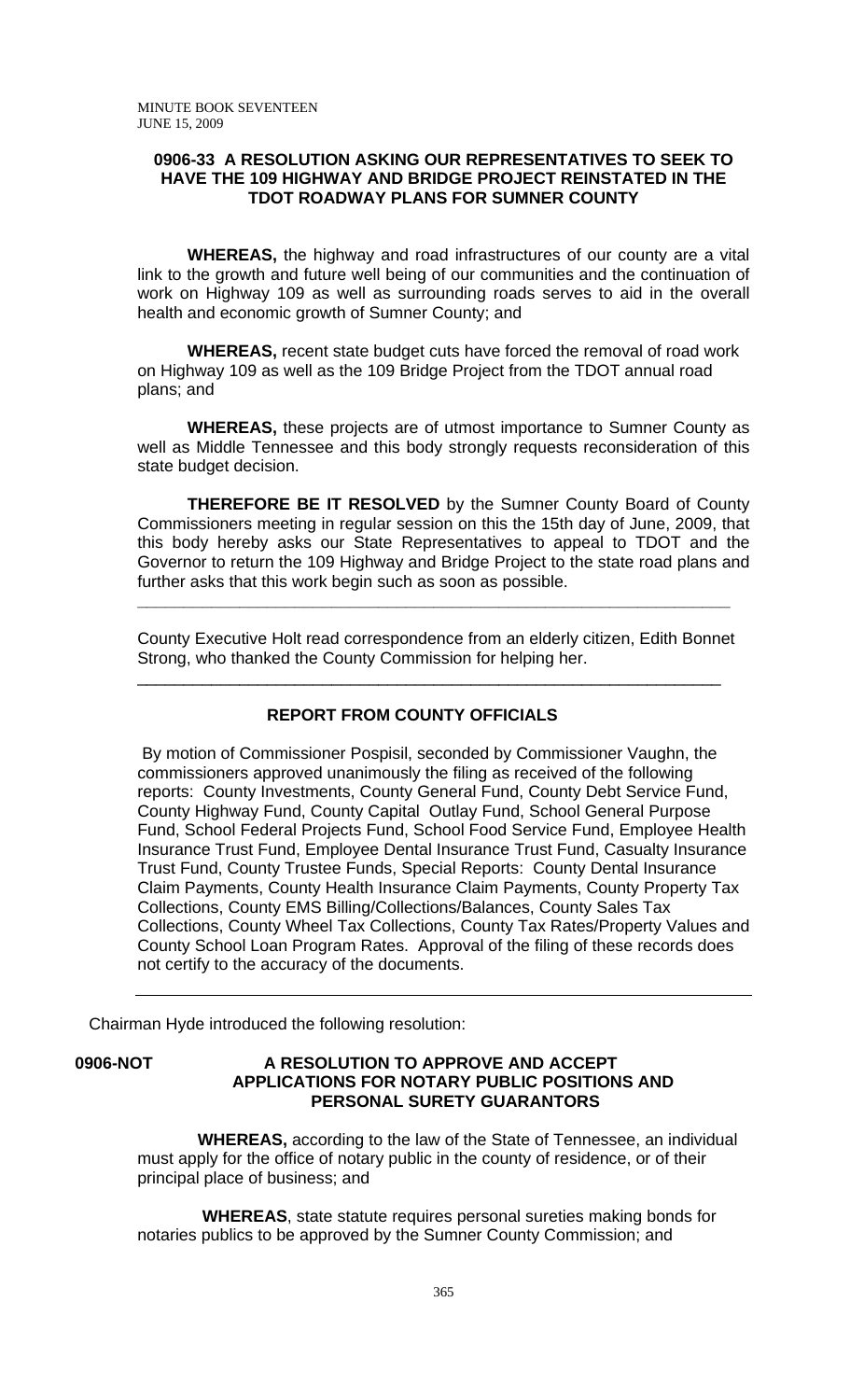**0906-33 A RESOLUTION ASKING OUR REPRESENTATIVES TO SEEK TO HAVE THE 109 HIGHWAY AND BRIDGE PROJECT REINSTATED IN THE TDOT ROADWAY PLANS FOR SUMNER COUNTY**

**WHEREAS,** the highway and road infrastructures of our county are a vital link to the growth and future well being of our communities and the continuation of work on Highway 109 as well as surrounding roads serves to aid in the overall health and economic growth of Sumner County; and

**WHEREAS,** recent state budget cuts have forced the removal of road work on Highway 109 as well as the 109 Bridge Project from the TDOT annual road plans; and

**WHEREAS,** these projects are of utmost importance to Sumner County as well as Middle Tennessee and this body strongly requests reconsideration of this state budget decision.

**THEREFORE BE IT RESOLVED** by the Sumner County Board of County Commissioners meeting in regular session on this the 15th day of June, 2009, that this body hereby asks our State Representatives to appeal to TDOT and the Governor to return the 109 Highway and Bridge Project to the state road plans and further asks that this work begin such as soon as possible.

---

County Executive Holt read correspondence from an elderly citizen, Edith Bonnet Strong, who thanked the County Commission for helping her.

---

**REPORT FROM COUNTY OFFICIALS**

By motion of Commissioner Pospisil, seconded by Commissioner Vaughn, the commissioners approved unanimously the filing as received of the following reports: County Investments, County General Fund, County Debt Service Fund, County Highway Fund, County Capital Outlay Fund, School General Purpose Fund, School Federal Projects Fund, School Food Service Fund, Employee Health Insurance Trust Fund, Employee Dental Insurance Trust Fund, Casualty Insurance Trust Fund, County Trustee Funds, Special Reports: County Dental Insurance Claim Payments, County Health Insurance Claim Payments, County Property Tax Collections, County EMS Billing/Collections/Balances, County Sales Tax Collections, County Wheel Tax Collections, County Tax Rates/Property Values and County School Loan Program Rates. Approval of the filing of these records does not certify to the accuracy of the documents.

---

Chairman Hyde introduced the following resolution:

**0906-NOT A RESOLUTION TO APPROVE AND ACCEPT APPLICATIONS FOR NOTARY PUBLIC POSITIONS AND PERSONAL SURETY GUARANTORS**

**WHEREAS,** according to the law of the State of Tennessee, an individual must apply for the office of notary public in the county of residence, or of their principal place of business; and

**WHEREAS**, state statute requires personal sureties making bonds for notaries publics to be approved by the Sumner County Commission; and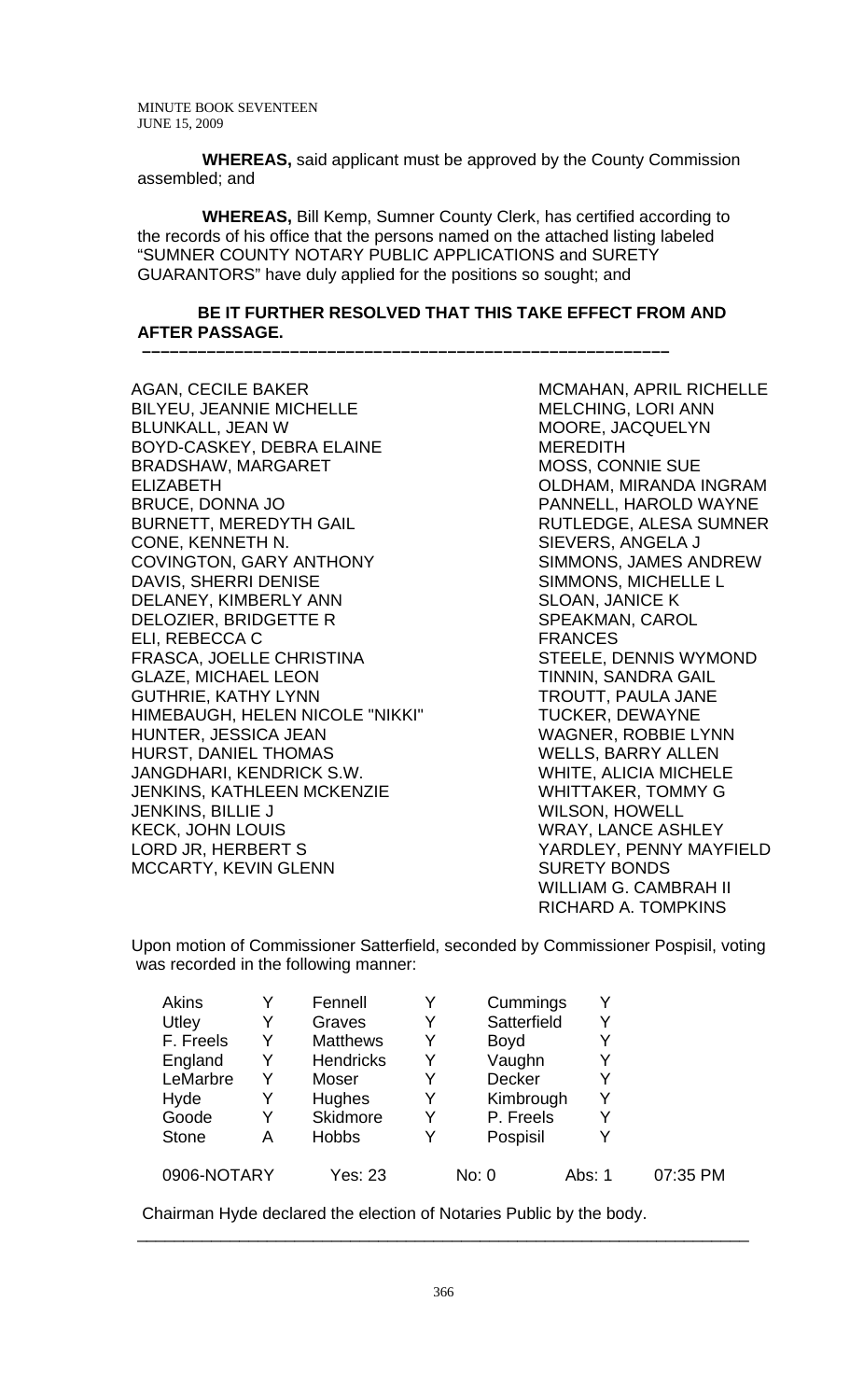**WHEREAS,** said applicant must be approved by the County Commission assembled; and

**WHEREAS,** Bill Kemp, Sumner County Clerk, has certified according to the records of his office that the persons named on the attached listing labeled "SUMNER COUNTY NOTARY PUBLIC APPLICATIONS and SURETY GUARANTORS" have duly applied for the positions so sought; and

**BE IT FURTHER RESOLVED THAT THIS TAKE EFFECT FROM AND AFTER PASSAGE.**

---

AGAN, CECILE BAKER
BILYEU, JEANNIE MICHELLE
BLUNKALL, JEAN W
BOYD-CASKEY, DEBRA ELAINE
BRADSHAW, MARGARET ELIZABETH
BRUCE, DONNA JO
BURNETT, MEREDYTH GAIL
CONE, KENNETH N.
COVINGTON, GARY ANTHONY
DAVIS, SHERRI DENISE
DELANEY, KIMBERLY ANN
DELOZIER, BRIDGETTE R
ELI, REBECCA C
FRASCA, JOELLE CHRISTINA
GLAZE, MICHAEL LEON
GUTHRIE, KATHY LYNN
HIMEBAUGH, HELEN NICOLE "NIKKI"
HUNTER, JESSICA JEAN
HURST, DANIEL THOMAS
JANGDHARI, KENDRICK S.W.
JENKINS, KATHLEEN MCKENZIE
JENKINS, BILLIE J
KECK, JOHN LOUIS
LORD JR, HERBERT S
MCCARTY, KEVIN GLENN
MCMAHAN, APRIL RICHELLE
MELCHING, LORI ANN
MOORE, JACQUELYN MEREDITH
MOSS, CONNIE SUE
OLDHAM, MIRANDA INGRAM
PANNELL, HAROLD WAYNE
RUTLEDGE, ALESA SUMNER
SIEVERS, ANGELA J
SIMMONS, JAMES ANDREW
SIMMONS, MICHELLE L
SLOAN, JANICE K
SPEAKMAN, CAROL FRANCES
STEELE, DENNIS WYMOND
TINNIN, SANDRA GAIL
TROUTT, PAULA JANE
TUCKER, DEWAYNE
WAGNER, ROBBIE LYNN
WELLS, BARRY ALLEN
WHITE, ALICIA MICHELE
WHITTAKER, TOMMY G
WILSON, HOWELL
WRAY, LANCE ASHLEY
YARDLEY, PENNY MAYFIELD

SURETY BONDS
WILLIAM G. CAMBRAH II
RICHARD A. TOMPKINS

Upon motion of Commissioner Satterfield, seconded by Commissioner Pospisil, voting was recorded in the following manner:

| | | | | | | |
|---|---|---|---|---|---|---|
| Akins | Y | Fennell | Y | Cummings | Y | |
| Utley | Y | Graves | Y | Satterfield | Y | |
| F. Freels | Y | Matthews | Y | Boyd | Y | |
| England | Y | Hendricks | Y | Vaughn | Y | |
| LeMarbre | Y | Moser | Y | Decker | Y | |
| Hyde | Y | Hughes | Y | Kimbrough | Y | |
| Goode | Y | Skidmore | Y | P. Freels | Y | |
| Stone | A | Hobbs | Y | Pospisil | Y | |
| 0906-NOTARY | | Yes: 23 | | No: 0 | Abs: 1 | 07:35 PM |

Chairman Hyde declared the election of Notaries Public by the body.

---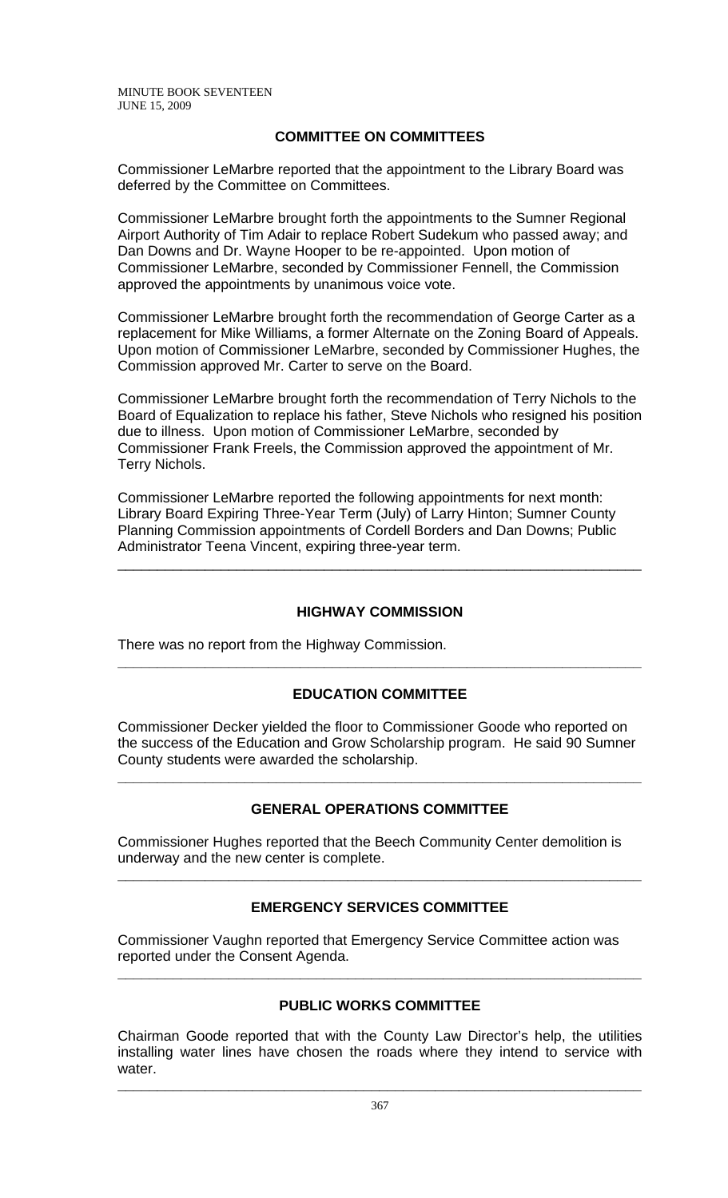## COMMITTEE ON COMMITTEES

Commissioner LeMarbre reported that the appointment to the Library Board was deferred by the Committee on Committees.

Commissioner LeMarbre brought forth the appointments to the Sumner Regional Airport Authority of Tim Adair to replace Robert Sudekum who passed away; and Dan Downs and Dr. Wayne Hooper to be re-appointed. Upon motion of Commissioner LeMarbre, seconded by Commissioner Fennell, the Commission approved the appointments by unanimous voice vote.

Commissioner LeMarbre brought forth the recommendation of George Carter as a replacement for Mike Williams, a former Alternate on the Zoning Board of Appeals. Upon motion of Commissioner LeMarbre, seconded by Commissioner Hughes, the Commission approved Mr. Carter to serve on the Board.

Commissioner LeMarbre brought forth the recommendation of Terry Nichols to the Board of Equalization to replace his father, Steve Nichols who resigned his position due to illness. Upon motion of Commissioner LeMarbre, seconded by Commissioner Frank Freels, the Commission approved the appointment of Mr. Terry Nichols.

Commissioner LeMarbre reported the following appointments for next month: Library Board Expiring Three-Year Term (July) of Larry Hinton; Sumner County Planning Commission appointments of Cordell Borders and Dan Downs; Public Administrator Teena Vincent, expiring three-year term.

---

## HIGHWAY COMMISSION

There was no report from the Highway Commission.

---

## EDUCATION COMMITTEE

Commissioner Decker yielded the floor to Commissioner Goode who reported on the success of the Education and Grow Scholarship program. He said 90 Sumner County students were awarded the scholarship.

---

## GENERAL OPERATIONS COMMITTEE

Commissioner Hughes reported that the Beech Community Center demolition is underway and the new center is complete.

---

## EMERGENCY SERVICES COMMITTEE

Commissioner Vaughn reported that Emergency Service Committee action was reported under the Consent Agenda.

---

## PUBLIC WORKS COMMITTEE

Chairman Goode reported that with the County Law Director's help, the utilities installing water lines have chosen the roads where they intend to service with water.

---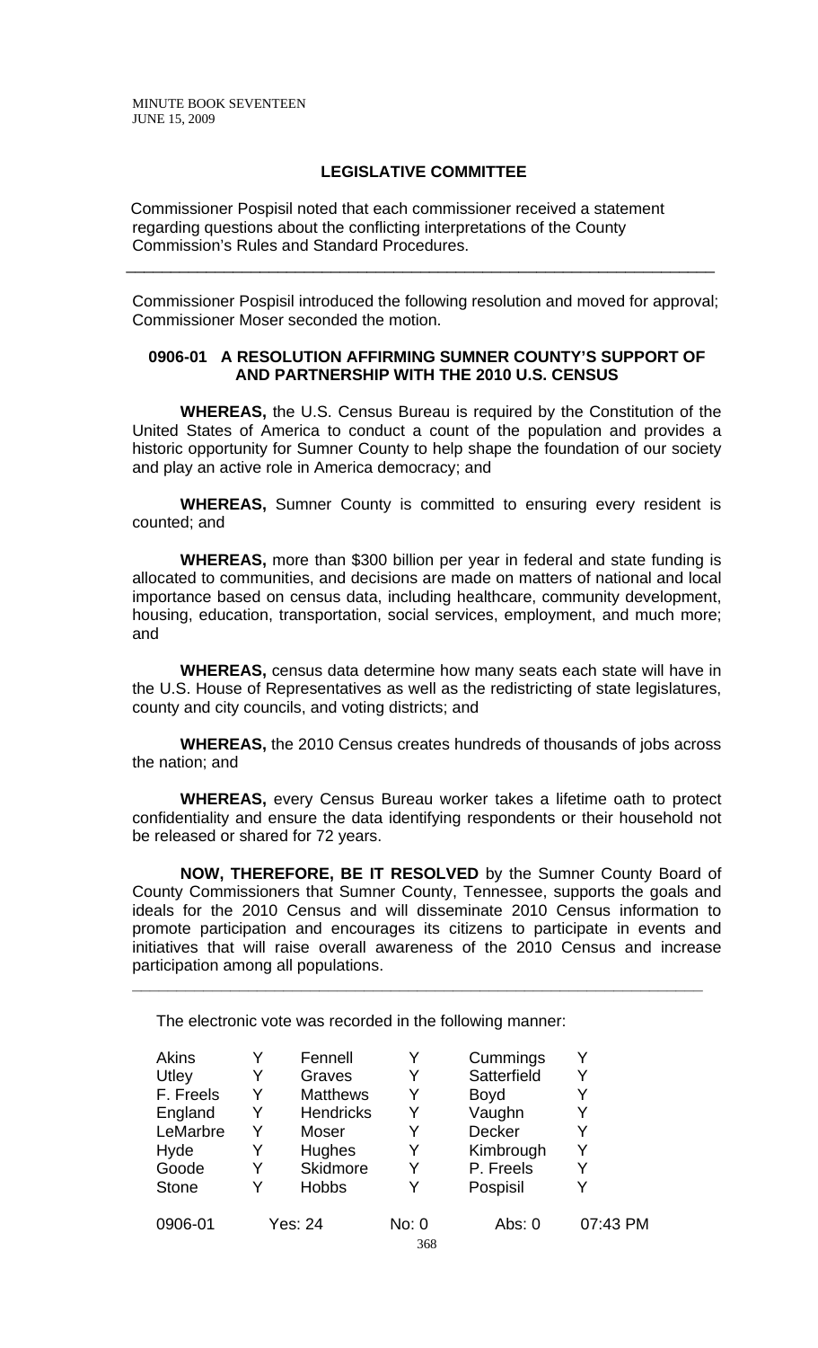## LEGISLATIVE COMMITTEE

Commissioner Pospisil noted that each commissioner received a statement regarding questions about the conflicting interpretations of the County Commission's Rules and Standard Procedures.

---

Commissioner Pospisil introduced the following resolution and moved for approval; Commissioner Moser seconded the motion.

### 0906-01 A RESOLUTION AFFIRMING SUMNER COUNTY'S SUPPORT OF AND PARTNERSHIP WITH THE 2010 U.S. CENSUS

**WHEREAS,** the U.S. Census Bureau is required by the Constitution of the United States of America to conduct a count of the population and provides a historic opportunity for Sumner County to help shape the foundation of our society and play an active role in America democracy; and

**WHEREAS,** Sumner County is committed to ensuring every resident is counted; and

**WHEREAS,** more than \$300 billion per year in federal and state funding is allocated to communities, and decisions are made on matters of national and local importance based on census data, including healthcare, community development, housing, education, transportation, social services, employment, and much more; and

**WHEREAS,** census data determine how many seats each state will have in the U.S. House of Representatives as well as the redistricting of state legislatures, county and city councils, and voting districts; and

**WHEREAS,** the 2010 Census creates hundreds of thousands of jobs across the nation; and

**WHEREAS,** every Census Bureau worker takes a lifetime oath to protect confidentiality and ensure the data identifying respondents or their household not be released or shared for 72 years.

**NOW, THEREFORE, BE IT RESOLVED** by the Sumner County Board of County Commissioners that Sumner County, Tennessee, supports the goals and ideals for the 2010 Census and will disseminate 2010 Census information to promote participation and encourages its citizens to participate in events and initiatives that will raise overall awareness of the 2010 Census and increase participation among all populations.

---

The electronic vote was recorded in the following manner:

| | | | | | |
|---|---|---|---|---|---|
| Akins | Y | Fennell | Y | Cummings | Y |
| Utley | Y | Graves | Y | Satterfield | Y |
| F. Freels | Y | Matthews | Y | Boyd | Y |
| England | Y | Hendricks | Y | Vaughn | Y |
| LeMarbre | Y | Moser | Y | Decker | Y |
| Hyde | Y | Hughes | Y | Kimbrough | Y |
| Goode | Y | Skidmore | Y | P. Freels | Y |
| Stone | Y | Hobbs | Y | Pospisil | Y |

0906-01 Yes: 24 No: 0 Abs: 0 07:43 PM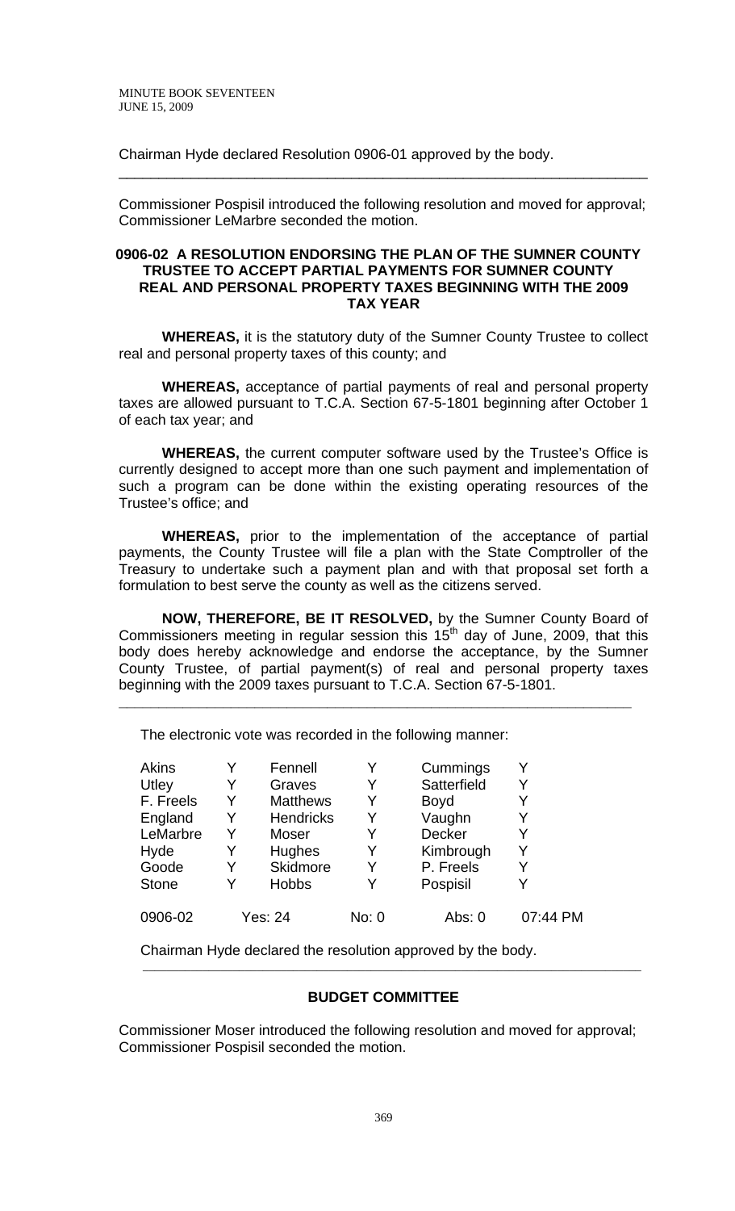Chairman Hyde declared Resolution 0906-01 approved by the body.

---

Commissioner Pospisil introduced the following resolution and moved for approval; Commissioner LeMarbre seconded the motion.

### 0906-02 A RESOLUTION ENDORSING THE PLAN OF THE SUMNER COUNTY TRUSTEE TO ACCEPT PARTIAL PAYMENTS FOR SUMNER COUNTY REAL AND PERSONAL PROPERTY TAXES BEGINNING WITH THE 2009 TAX YEAR

**WHEREAS,** it is the statutory duty of the Sumner County Trustee to collect real and personal property taxes of this county; and

**WHEREAS,** acceptance of partial payments of real and personal property taxes are allowed pursuant to T.C.A. Section 67-5-1801 beginning after October 1 of each tax year; and

**WHEREAS,** the current computer software used by the Trustee's Office is currently designed to accept more than one such payment and implementation of such a program can be done within the existing operating resources of the Trustee's office; and

**WHEREAS,** prior to the implementation of the acceptance of partial payments, the County Trustee will file a plan with the State Comptroller of the Treasury to undertake such a payment plan and with that proposal set forth a formulation to best serve the county as well as the citizens served.

**NOW, THEREFORE, BE IT RESOLVED,** by the Sumner County Board of Commissioners meeting in regular session this 15th day of June, 2009, that this body does hereby acknowledge and endorse the acceptance, by the Sumner County Trustee, of partial payment(s) of real and personal property taxes beginning with the 2009 taxes pursuant to T.C.A. Section 67-5-1801.

---

The electronic vote was recorded in the following manner:

| | | | | | |
|---|---|---|---|---|---|
| Akins | Y | Fennell | Y | Cummings | Y |
| Utley | Y | Graves | Y | Satterfield | Y |
| F. Freels | Y | Matthews | Y | Boyd | Y |
| England | Y | Hendricks | Y | Vaughn | Y |
| LeMarbre | Y | Moser | Y | Decker | Y |
| Hyde | Y | Hughes | Y | Kimbrough | Y |
| Goode | Y | Skidmore | Y | P. Freels | Y |
| Stone | Y | Hobbs | Y | Pospisil | Y |

0906-02 Yes: 24 No: 0 Abs: 0 07:44 PM

Chairman Hyde declared the resolution approved by the body.

---

## BUDGET COMMITTEE

Commissioner Moser introduced the following resolution and moved for approval; Commissioner Pospisil seconded the motion.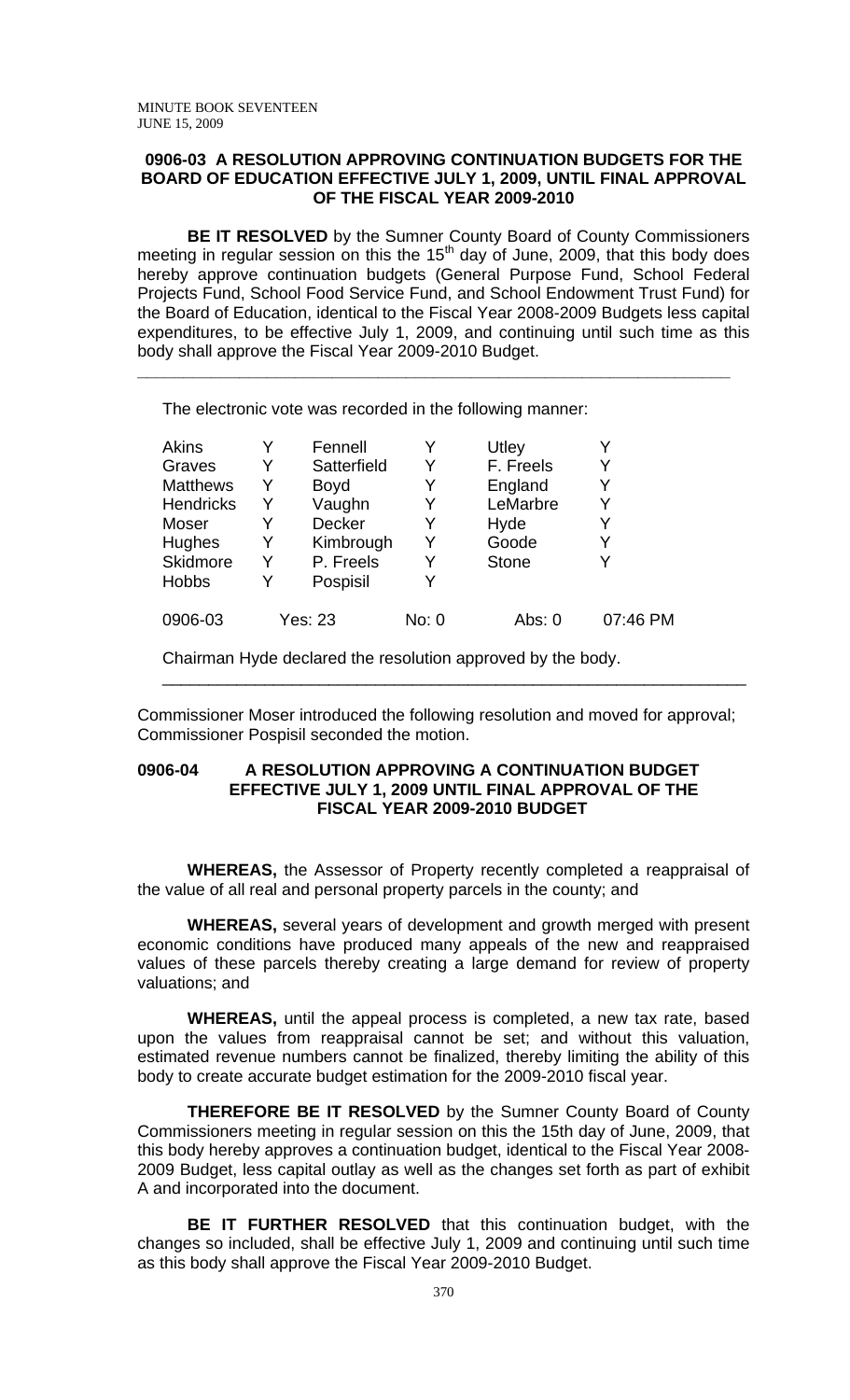**0906-03 A RESOLUTION APPROVING CONTINUATION BUDGETS FOR THE BOARD OF EDUCATION EFFECTIVE JULY 1, 2009, UNTIL FINAL APPROVAL OF THE FISCAL YEAR 2009-2010**

**BE IT RESOLVED** by the Sumner County Board of County Commissioners meeting in regular session on this the 15th day of June, 2009, that this body does hereby approve continuation budgets (General Purpose Fund, School Federal Projects Fund, School Food Service Fund, and School Endowment Trust Fund) for the Board of Education, identical to the Fiscal Year 2008-2009 Budgets less capital expenditures, to be effective July 1, 2009, and continuing until such time as this body shall approve the Fiscal Year 2009-2010 Budget.

---

The electronic vote was recorded in the following manner:

| | | | | | |
|---|---|---|---|---|---|
| Akins | Y | Fennell | Y | Utley | Y |
| Graves | Y | Satterfield | Y | F. Freels | Y |
| Matthews | Y | Boyd | Y | England | Y |
| Hendricks | Y | Vaughn | Y | LeMarbre | Y |
| Moser | Y | Decker | Y | Hyde | Y |
| Hughes | Y | Kimbrough | Y | Goode | Y |
| Skidmore | Y | P. Freels | Y | Stone | Y |
| Hobbs | Y | Pospisil | Y | | |

0906-03 Yes: 23 No: 0 Abs: 0 07:46 PM

Chairman Hyde declared the resolution approved by the body.

---

Commissioner Moser introduced the following resolution and moved for approval; Commissioner Pospisil seconded the motion.

**0906-04 A RESOLUTION APPROVING A CONTINUATION BUDGET EFFECTIVE JULY 1, 2009 UNTIL FINAL APPROVAL OF THE FISCAL YEAR 2009-2010 BUDGET**

**WHEREAS,** the Assessor of Property recently completed a reappraisal of the value of all real and personal property parcels in the county; and

**WHEREAS,** several years of development and growth merged with present economic conditions have produced many appeals of the new and reappraised values of these parcels thereby creating a large demand for review of property valuations; and

**WHEREAS,** until the appeal process is completed, a new tax rate, based upon the values from reappraisal cannot be set; and without this valuation, estimated revenue numbers cannot be finalized, thereby limiting the ability of this body to create accurate budget estimation for the 2009-2010 fiscal year.

**THEREFORE BE IT RESOLVED** by the Sumner County Board of County Commissioners meeting in regular session on this the 15th day of June, 2009, that this body hereby approves a continuation budget, identical to the Fiscal Year 2008-2009 Budget, less capital outlay as well as the changes set forth as part of exhibit A and incorporated into the document.

**BE IT FURTHER RESOLVED** that this continuation budget, with the changes so included, shall be effective July 1, 2009 and continuing until such time as this body shall approve the Fiscal Year 2009-2010 Budget.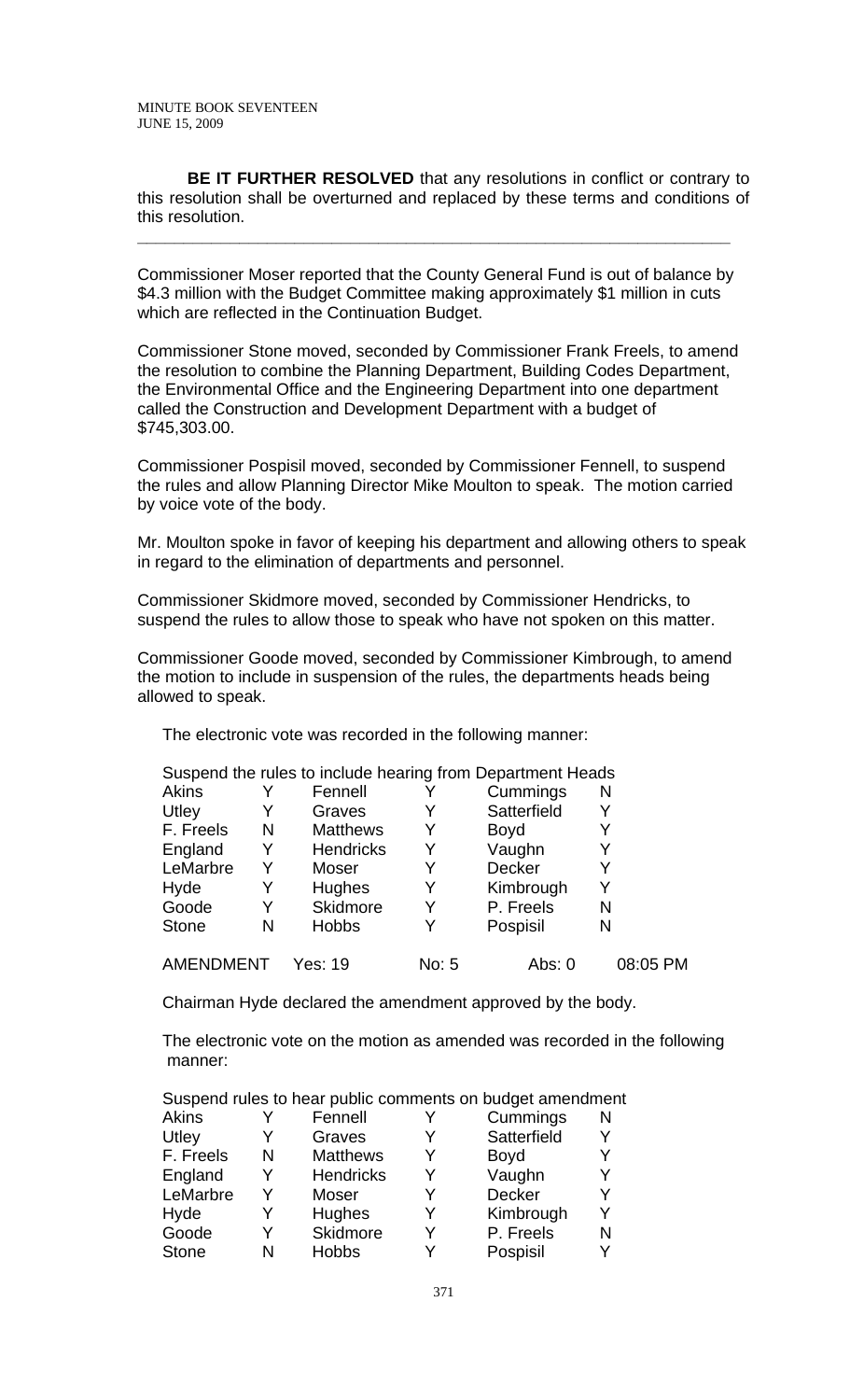**BE IT FURTHER RESOLVED** that any resolutions in conflict or contrary to this resolution shall be overturned and replaced by these terms and conditions of this resolution.

---

Commissioner Moser reported that the County General Fund is out of balance by $4.3 million with the Budget Committee making approximately $1 million in cuts which are reflected in the Continuation Budget.

Commissioner Stone moved, seconded by Commissioner Frank Freels, to amend the resolution to combine the Planning Department, Building Codes Department, the Environmental Office and the Engineering Department into one department called the Construction and Development Department with a budget of $745,303.00.

Commissioner Pospisil moved, seconded by Commissioner Fennell, to suspend the rules and allow Planning Director Mike Moulton to speak. The motion carried by voice vote of the body.

Mr. Moulton spoke in favor of keeping his department and allowing others to speak in regard to the elimination of departments and personnel.

Commissioner Skidmore moved, seconded by Commissioner Hendricks, to suspend the rules to allow those to speak who have not spoken on this matter.

Commissioner Goode moved, seconded by Commissioner Kimbrough, to amend the motion to include in suspension of the rules, the departments heads being allowed to speak.

The electronic vote was recorded in the following manner:

Suspend the rules to include hearing from Department Heads

| | | | | | |
|---|---|---|---|---|---|
| Akins | Y | Fennell | Y | Cummings | N |
| Utley | Y | Graves | Y | Satterfield | Y |
| F. Freels | N | Matthews | Y | Boyd | Y |
| England | Y | Hendricks | Y | Vaughn | Y |
| LeMarbre | Y | Moser | Y | Decker | Y |
| Hyde | Y | Hughes | Y | Kimbrough | Y |
| Goode | Y | Skidmore | Y | P. Freels | N |
| Stone | N | Hobbs | Y | Pospisil | N |

AMENDMENT Yes: 19 No: 5 Abs: 0 08:05 PM

Chairman Hyde declared the amendment approved by the body.

The electronic vote on the motion as amended was recorded in the following manner:

Suspend rules to hear public comments on budget amendment

| | | | | | |
|---|---|---|---|---|---|
| Akins | Y | Fennell | Y | Cummings | N |
| Utley | Y | Graves | Y | Satterfield | Y |
| F. Freels | N | Matthews | Y | Boyd | Y |
| England | Y | Hendricks | Y | Vaughn | Y |
| LeMarbre | Y | Moser | Y | Decker | Y |
| Hyde | Y | Hughes | Y | Kimbrough | Y |
| Goode | Y | Skidmore | Y | P. Freels | N |
| Stone | N | Hobbs | Y | Pospisil | Y |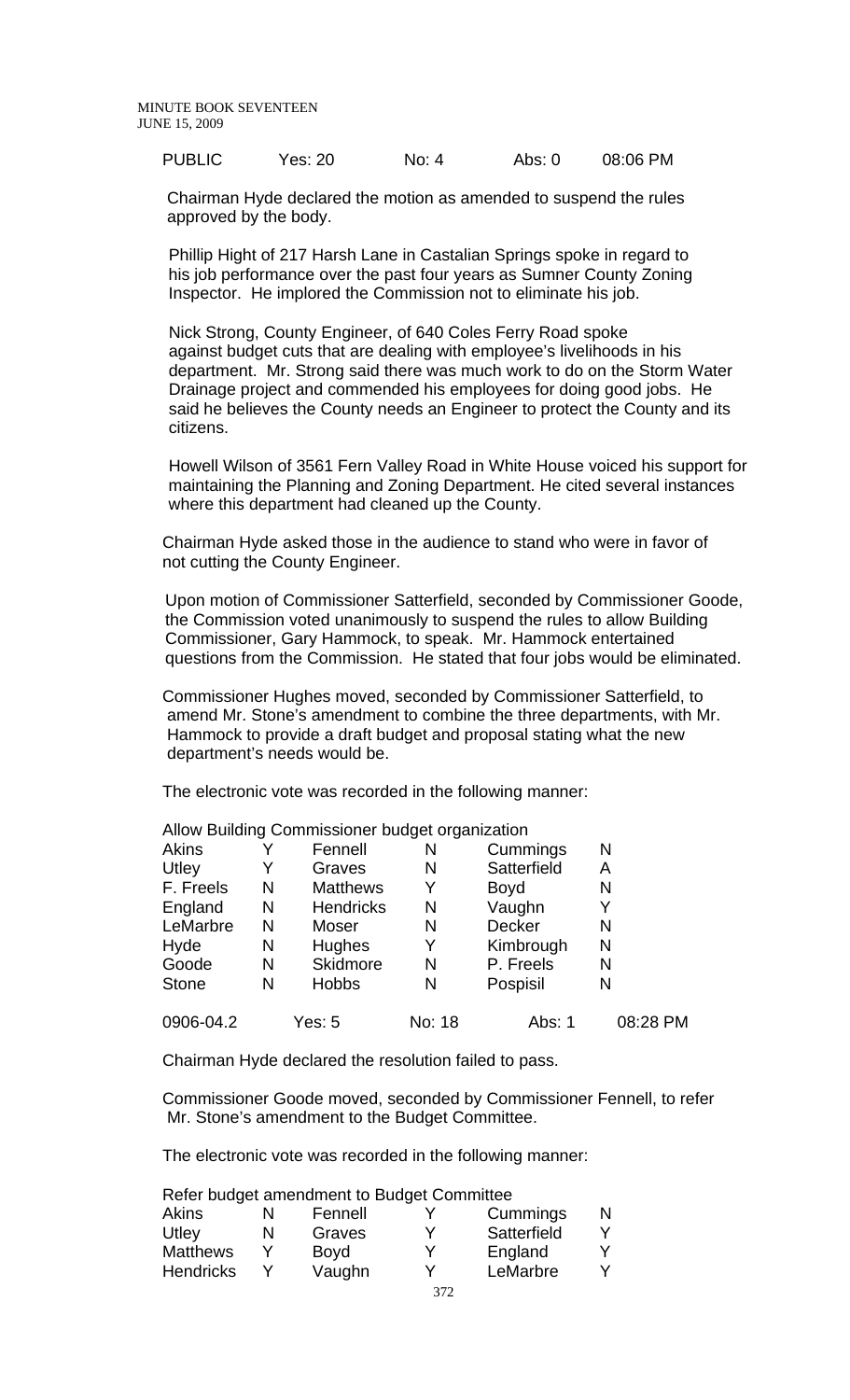| PUBLIC | Yes: 20 | No: 4 | Abs: 0 | 08:06 PM |
|---|---|---|---|---|

Chairman Hyde declared the motion as amended to suspend the rules approved by the body.

Phillip Hight of 217 Harsh Lane in Castalian Springs spoke in regard to his job performance over the past four years as Sumner County Zoning Inspector. He implored the Commission not to eliminate his job.

Nick Strong, County Engineer, of 640 Coles Ferry Road spoke against budget cuts that are dealing with employee's livelihoods in his department. Mr. Strong said there was much work to do on the Storm Water Drainage project and commended his employees for doing good jobs. He said he believes the County needs an Engineer to protect the County and its citizens.

Howell Wilson of 3561 Fern Valley Road in White House voiced his support for maintaining the Planning and Zoning Department. He cited several instances where this department had cleaned up the County.

Chairman Hyde asked those in the audience to stand who were in favor of not cutting the County Engineer.

Upon motion of Commissioner Satterfield, seconded by Commissioner Goode, the Commission voted unanimously to suspend the rules to allow Building Commissioner, Gary Hammock, to speak. Mr. Hammock entertained questions from the Commission. He stated that four jobs would be eliminated.

Commissioner Hughes moved, seconded by Commissioner Satterfield, to amend Mr. Stone's amendment to combine the three departments, with Mr. Hammock to provide a draft budget and proposal stating what the new department's needs would be.

The electronic vote was recorded in the following manner:

Allow Building Commissioner budget organization

| Akins | Y | Fennell | N | Cummings | N |
|---|---|---|---|---|---|
| Utley | Y | Graves | N | Satterfield | A |
| F. Freels | N | Matthews | Y | Boyd | N |
| England | N | Hendricks | N | Vaughn | Y |
| LeMarbre | N | Moser | N | Decker | N |
| Hyde | N | Hughes | Y | Kimbrough | N |
| Goode | N | Skidmore | N | P. Freels | N |
| Stone | N | Hobbs | N | Pospisil | N |

| 0906-04.2 | Yes: 5 | No: 18 | Abs: 1 | 08:28 PM |
|---|---|---|---|---|

Chairman Hyde declared the resolution failed to pass.

Commissioner Goode moved, seconded by Commissioner Fennell, to refer Mr. Stone's amendment to the Budget Committee.

The electronic vote was recorded in the following manner:

Refer budget amendment to Budget Committee

| Akins | N | Fennell | Y | Cummings | N |
|---|---|---|---|---|---|
| Utley | N | Graves | Y | Satterfield | Y |
| Matthews | Y | Boyd | Y | England | Y |
| Hendricks | Y | Vaughn | Y | LeMarbre | Y |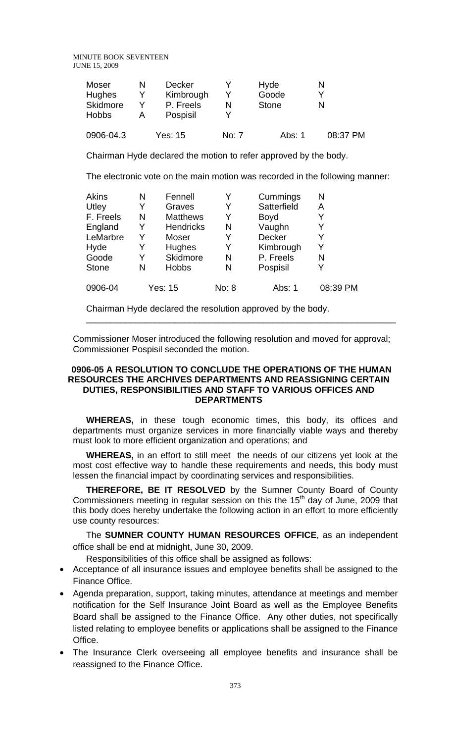| Moser | N | Decker | Y | Hyde | N |
|---|---|---|---|---|---|
| Hughes | Y | Kimbrough | Y | Goode | Y |
| Skidmore | Y | P. Freels | N | Stone | N |
| Hobbs | A | Pospisil | Y | | |

| 0906-04.3 | Yes: 15 | No: 7 | Abs: 1 | 08:37 PM |
|---|---|---|---|---|

Chairman Hyde declared the motion to refer approved by the body.

The electronic vote on the main motion was recorded in the following manner:

| Akins | N | Fennell | Y | Cummings | N |
|---|---|---|---|---|---|
| Utley | Y | Graves | Y | Satterfield | A |
| F. Freels | N | Matthews | Y | Boyd | Y |
| England | Y | Hendricks | N | Vaughn | Y |
| LeMarbre | Y | Moser | Y | Decker | Y |
| Hyde | Y | Hughes | Y | Kimbrough | Y |
| Goode | Y | Skidmore | N | P. Freels | N |
| Stone | N | Hobbs | N | Pospisil | Y |

| 0906-04 | Yes: 15 | No: 8 | Abs: 1 | 08:39 PM |
|---|---|---|---|---|

Chairman Hyde declared the resolution approved by the body.

---

Commissioner Moser introduced the following resolution and moved for approval; Commissioner Pospisil seconded the motion.

**0906-05 A RESOLUTION TO CONCLUDE THE OPERATIONS OF THE HUMAN RESOURCES THE ARCHIVES DEPARTMENTS AND REASSIGNING CERTAIN DUTIES, RESPONSIBILITIES AND STAFF TO VARIOUS OFFICES AND DEPARTMENTS**

**WHEREAS,** in these tough economic times, this body, its offices and departments must organize services in more financially viable ways and thereby must look to more efficient organization and operations; and

**WHEREAS,** in an effort to still meet the needs of our citizens yet look at the most cost effective way to handle these requirements and needs, this body must lessen the financial impact by coordinating services and responsibilities.

**THEREFORE, BE IT RESOLVED** by the Sumner County Board of County Commissioners meeting in regular session on this the 15th day of June, 2009 that this body does hereby undertake the following action in an effort to more efficiently use county resources:

The **SUMNER COUNTY HUMAN RESOURCES OFFICE**, as an independent office shall be end at midnight, June 30, 2009.

Responsibilities of this office shall be assigned as follows:

- Acceptance of all insurance issues and employee benefits shall be assigned to the Finance Office.
- Agenda preparation, support, taking minutes, attendance at meetings and member notification for the Self Insurance Joint Board as well as the Employee Benefits Board shall be assigned to the Finance Office. Any other duties, not specifically listed relating to employee benefits or applications shall be assigned to the Finance Office.
- The Insurance Clerk overseeing all employee benefits and insurance shall be reassigned to the Finance Office.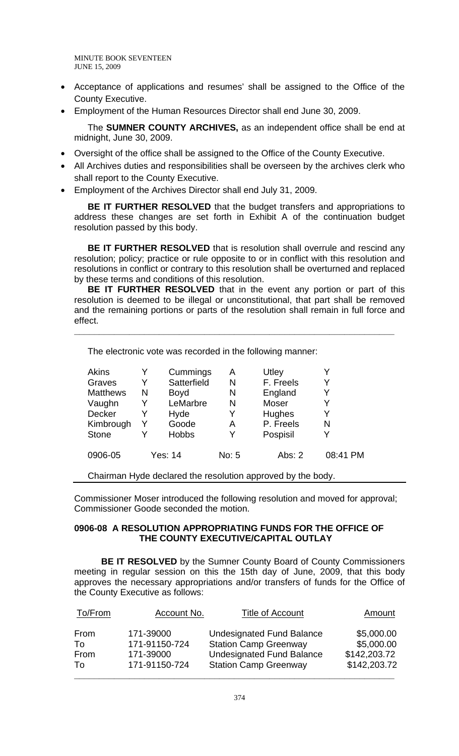- Acceptance of applications and resumes' shall be assigned to the Office of the County Executive.
- Employment of the Human Resources Director shall end June 30, 2009.

The **SUMNER COUNTY ARCHIVES,** as an independent office shall be end at midnight, June 30, 2009.

- Oversight of the office shall be assigned to the Office of the County Executive.
- All Archives duties and responsibilities shall be overseen by the archives clerk who shall report to the County Executive.
- Employment of the Archives Director shall end July 31, 2009.

**BE IT FURTHER RESOLVED** that the budget transfers and appropriations to address these changes are set forth in Exhibit A of the continuation budget resolution passed by this body.

**BE IT FURTHER RESOLVED** that is resolution shall overrule and rescind any resolution; policy; practice or rule opposite to or in conflict with this resolution and resolutions in conflict or contrary to this resolution shall be overturned and replaced by these terms and conditions of this resolution.

**BE IT FURTHER RESOLVED** that in the event any portion or part of this resolution is deemed to be illegal or unconstitutional, that part shall be removed and the remaining portions or parts of the resolution shall remain in full force and effect.

---

The electronic vote was recorded in the following manner:

| | | | | | |
|---|---|---|---|---|---|
| Akins | Y | Cummings | A | Utley | Y |
| Graves | Y | Satterfield | N | F. Freels | Y |
| Matthews | N | Boyd | N | England | Y |
| Vaughn | Y | LeMarbre | N | Moser | Y |
| Decker | Y | Hyde | Y | Hughes | Y |
| Kimbrough | Y | Goode | A | P. Freels | N |
| Stone | Y | Hobbs | Y | Pospisil | Y |
| 0906-05 | Yes: 14 | | No: 5 | Abs: 2 | 08:41 PM |

Chairman Hyde declared the resolution approved by the body.

---

Commissioner Moser introduced the following resolution and moved for approval; Commissioner Goode seconded the motion.

### 0906-08 A RESOLUTION APPROPRIATING FUNDS FOR THE OFFICE OF THE COUNTY EXECUTIVE/CAPITAL OUTLAY

**BE IT RESOLVED** by the Sumner County Board of County Commissioners meeting in regular session on this the 15th day of June, 2009, that this body approves the necessary appropriations and/or transfers of funds for the Office of the County Executive as follows:

| To/From | Account No. | Title of Account | Amount |
|---|---|---|---|
| From | 171-39000 | Undesignated Fund Balance | $5,000.00 |
| To | 171-91150-724 | Station Camp Greenway | $5,000.00 |
| From | 171-39000 | Undesignated Fund Balance | $142,203.72 |
| To | 171-91150-724 | Station Camp Greenway | $142,203.72 |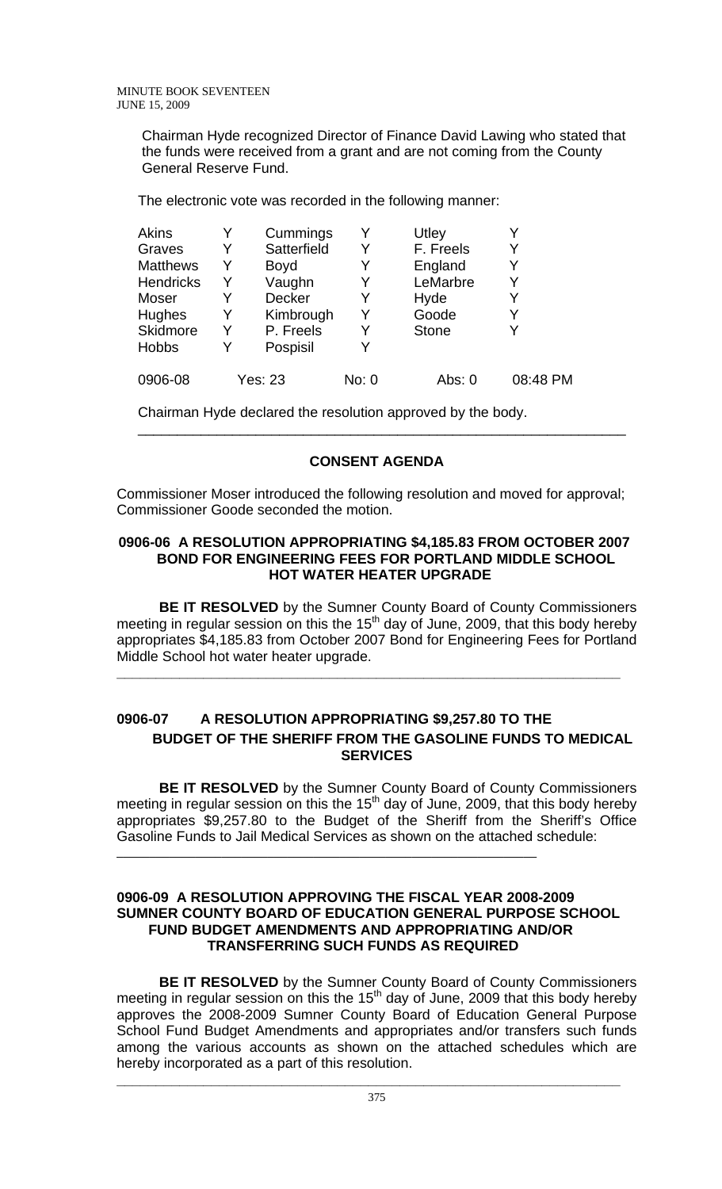Chairman Hyde recognized Director of Finance David Lawing who stated that the funds were received from a grant and are not coming from the County General Reserve Fund.

The electronic vote was recorded in the following manner:

| | | | | | |
|---|---|---|---|---|---|
| Akins | Y | Cummings | Y | Utley | Y |
| Graves | Y | Satterfield | Y | F. Freels | Y |
| Matthews | Y | Boyd | Y | England | Y |
| Hendricks | Y | Vaughn | Y | LeMarbre | Y |
| Moser | Y | Decker | Y | Hyde | Y |
| Hughes | Y | Kimbrough | Y | Goode | Y |
| Skidmore | Y | P. Freels | Y | Stone | Y |
| Hobbs | Y | Pospisil | Y | | |

0906-08 Yes: 23 No: 0 Abs: 0 08:48 PM

Chairman Hyde declared the resolution approved by the body.

---

## CONSENT AGENDA

Commissioner Moser introduced the following resolution and moved for approval; Commissioner Goode seconded the motion.

### 0906-06 A RESOLUTION APPROPRIATING $4,185.83 FROM OCTOBER 2007 BOND FOR ENGINEERING FEES FOR PORTLAND MIDDLE SCHOOL HOT WATER HEATER UPGRADE

**BE IT RESOLVED** by the Sumner County Board of County Commissioners meeting in regular session on this the 15th day of June, 2009, that this body hereby appropriates $4,185.83 from October 2007 Bond for Engineering Fees for Portland Middle School hot water heater upgrade.

---

### 0906-07 A RESOLUTION APPROPRIATING $9,257.80 TO THE BUDGET OF THE SHERIFF FROM THE GASOLINE FUNDS TO MEDICAL SERVICES

**BE IT RESOLVED** by the Sumner County Board of County Commissioners meeting in regular session on this the 15th day of June, 2009, that this body hereby appropriates $9,257.80 to the Budget of the Sheriff from the Sheriff's Office Gasoline Funds to Jail Medical Services as shown on the attached schedule:

---

### 0906-09 A RESOLUTION APPROVING THE FISCAL YEAR 2008-2009 SUMNER COUNTY BOARD OF EDUCATION GENERAL PURPOSE SCHOOL FUND BUDGET AMENDMENTS AND APPROPRIATING AND/OR TRANSFERRING SUCH FUNDS AS REQUIRED

**BE IT RESOLVED** by the Sumner County Board of County Commissioners meeting in regular session on this the 15th day of June, 2009 that this body hereby approves the 2008-2009 Sumner County Board of Education General Purpose School Fund Budget Amendments and appropriates and/or transfers such funds among the various accounts as shown on the attached schedules which are hereby incorporated as a part of this resolution.

---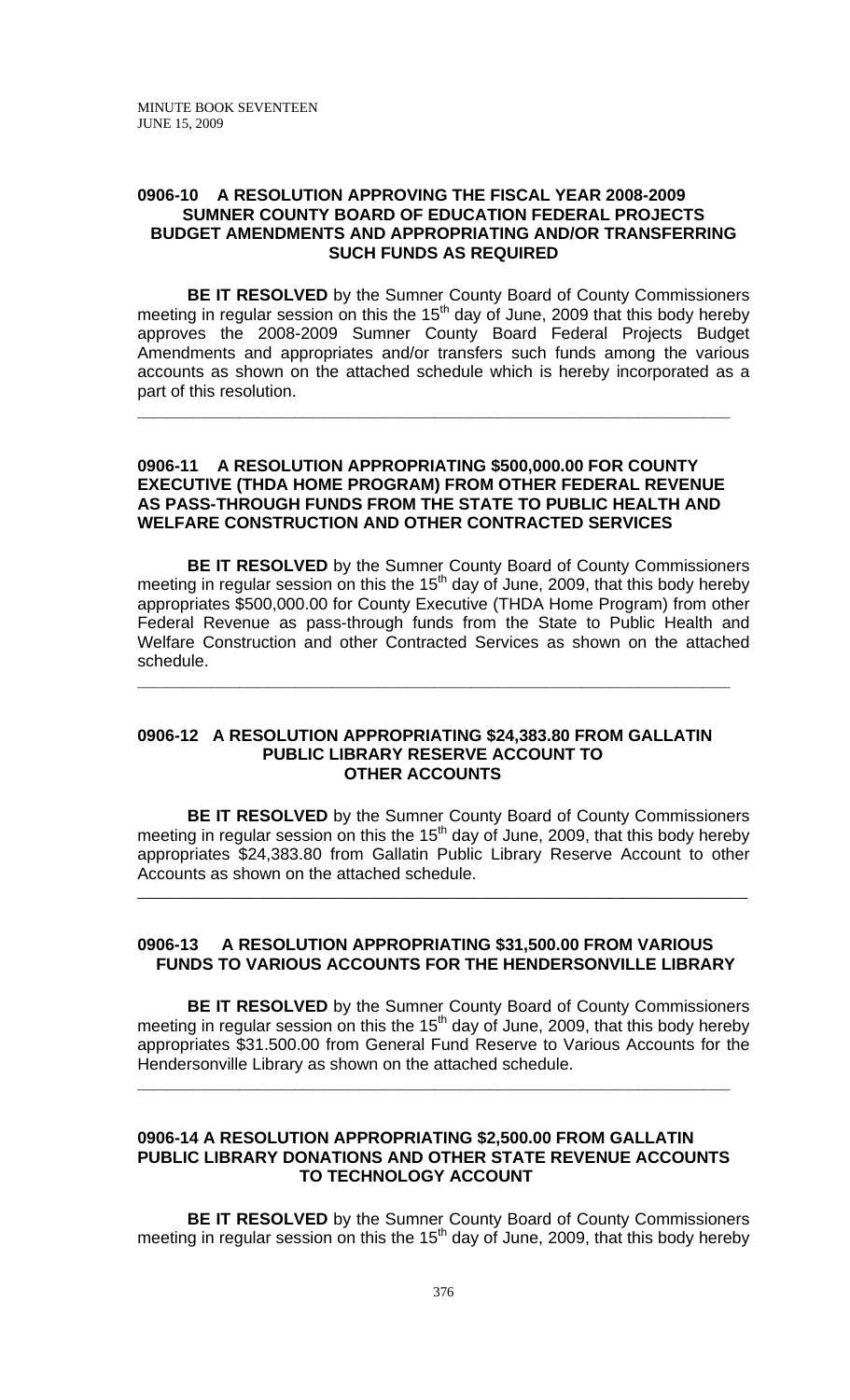**0906-10 A RESOLUTION APPROVING THE FISCAL YEAR 2008-2009 SUMNER COUNTY BOARD OF EDUCATION FEDERAL PROJECTS BUDGET AMENDMENTS AND APPROPRIATING AND/OR TRANSFERRING SUCH FUNDS AS REQUIRED**

**BE IT RESOLVED** by the Sumner County Board of County Commissioners meeting in regular session on this the 15th day of June, 2009 that this body hereby approves the 2008-2009 Sumner County Board Federal Projects Budget Amendments and appropriates and/or transfers such funds among the various accounts as shown on the attached schedule which is hereby incorporated as a part of this resolution.

---

**0906-11 A RESOLUTION APPROPRIATING $500,000.00 FOR COUNTY EXECUTIVE (THDA HOME PROGRAM) FROM OTHER FEDERAL REVENUE AS PASS-THROUGH FUNDS FROM THE STATE TO PUBLIC HEALTH AND WELFARE CONSTRUCTION AND OTHER CONTRACTED SERVICES**

**BE IT RESOLVED** by the Sumner County Board of County Commissioners meeting in regular session on this the 15th day of June, 2009, that this body hereby appropriates $500,000.00 for County Executive (THDA Home Program) from other Federal Revenue as pass-through funds from the State to Public Health and Welfare Construction and other Contracted Services as shown on the attached schedule.

---

**0906-12 A RESOLUTION APPROPRIATING $24,383.80 FROM GALLATIN PUBLIC LIBRARY RESERVE ACCOUNT TO OTHER ACCOUNTS**

**BE IT RESOLVED** by the Sumner County Board of County Commissioners meeting in regular session on this the 15th day of June, 2009, that this body hereby appropriates $24,383.80 from Gallatin Public Library Reserve Account to other Accounts as shown on the attached schedule.

---

**0906-13 A RESOLUTION APPROPRIATING $31,500.00 FROM VARIOUS FUNDS TO VARIOUS ACCOUNTS FOR THE HENDERSONVILLE LIBRARY**

**BE IT RESOLVED** by the Sumner County Board of County Commissioners meeting in regular session on this the 15th day of June, 2009, that this body hereby appropriates $31.500.00 from General Fund Reserve to Various Accounts for the Hendersonville Library as shown on the attached schedule.

---

**0906-14 A RESOLUTION APPROPRIATING $2,500.00 FROM GALLATIN PUBLIC LIBRARY DONATIONS AND OTHER STATE REVENUE ACCOUNTS TO TECHNOLOGY ACCOUNT**

**BE IT RESOLVED** by the Sumner County Board of County Commissioners meeting in regular session on this the 15th day of June, 2009, that this body hereby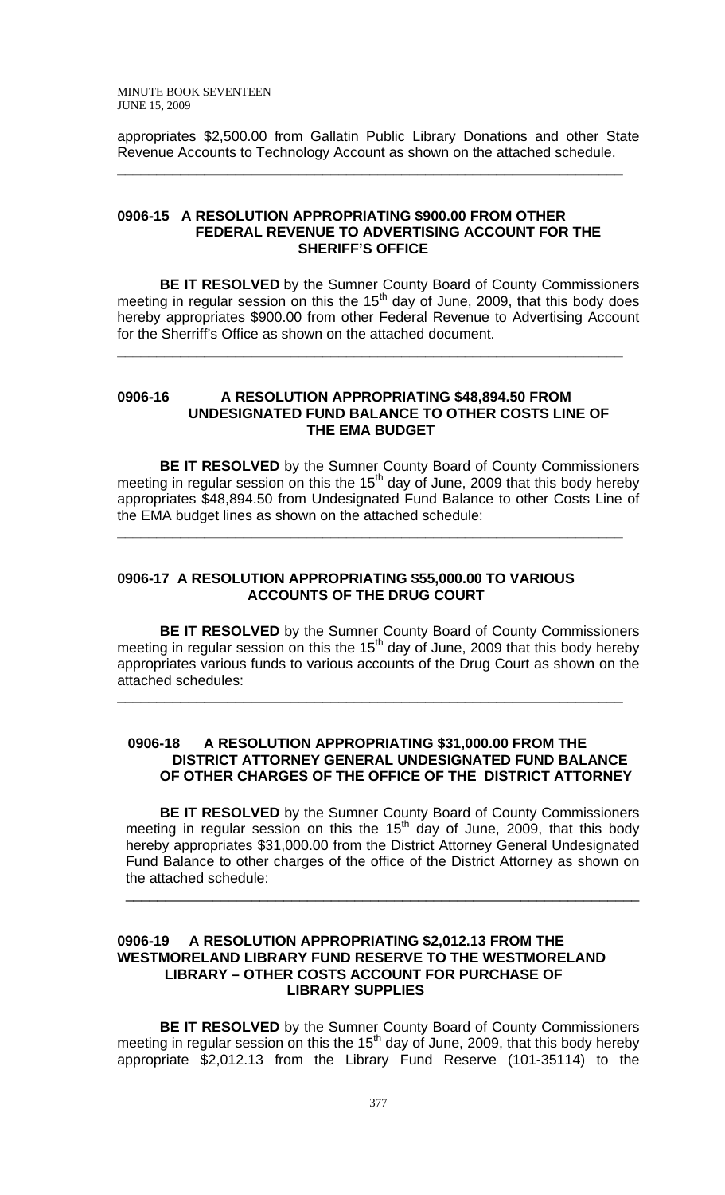appropriates $2,500.00 from Gallatin Public Library Donations and other State Revenue Accounts to Technology Account as shown on the attached schedule.

---

### 0906-15 A RESOLUTION APPROPRIATING $900.00 FROM OTHER FEDERAL REVENUE TO ADVERTISING ACCOUNT FOR THE SHERIFF'S OFFICE

**BE IT RESOLVED** by the Sumner County Board of County Commissioners meeting in regular session on this the 15th day of June, 2009, that this body does hereby appropriates $900.00 from other Federal Revenue to Advertising Account for the Sherriff's Office as shown on the attached document.

---

### 0906-16 A RESOLUTION APPROPRIATING $48,894.50 FROM UNDESIGNATED FUND BALANCE TO OTHER COSTS LINE OF THE EMA BUDGET

**BE IT RESOLVED** by the Sumner County Board of County Commissioners meeting in regular session on this the 15th day of June, 2009 that this body hereby appropriates $48,894.50 from Undesignated Fund Balance to other Costs Line of the EMA budget lines as shown on the attached schedule:

---

### 0906-17 A RESOLUTION APPROPRIATING $55,000.00 TO VARIOUS ACCOUNTS OF THE DRUG COURT

**BE IT RESOLVED** by the Sumner County Board of County Commissioners meeting in regular session on this the 15th day of June, 2009 that this body hereby appropriates various funds to various accounts of the Drug Court as shown on the attached schedules:

---

### 0906-18 A RESOLUTION APPROPRIATING $31,000.00 FROM THE DISTRICT ATTORNEY GENERAL UNDESIGNATED FUND BALANCE OF OTHER CHARGES OF THE OFFICE OF THE DISTRICT ATTORNEY

**BE IT RESOLVED** by the Sumner County Board of County Commissioners meeting in regular session on this the 15th day of June, 2009, that this body hereby appropriates $31,000.00 from the District Attorney General Undesignated Fund Balance to other charges of the office of the District Attorney as shown on the attached schedule:

---

### 0906-19 A RESOLUTION APPROPRIATING $2,012.13 FROM THE WESTMORELAND LIBRARY FUND RESERVE TO THE WESTMORELAND LIBRARY – OTHER COSTS ACCOUNT FOR PURCHASE OF LIBRARY SUPPLIES

**BE IT RESOLVED** by the Sumner County Board of County Commissioners meeting in regular session on this the 15th day of June, 2009, that this body hereby appropriate $2,012.13 from the Library Fund Reserve (101-35114) to the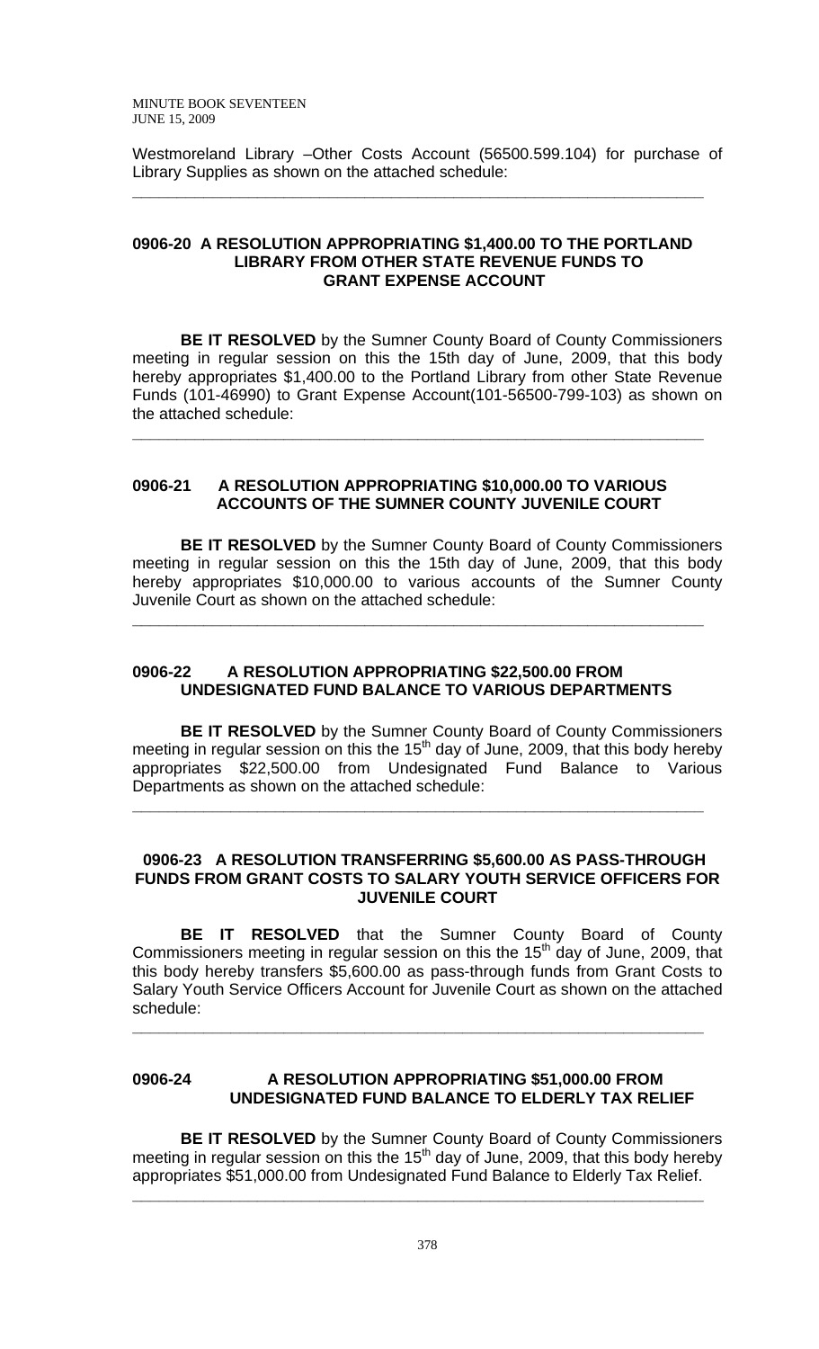Westmoreland Library –Other Costs Account (56500.599.104) for purchase of Library Supplies as shown on the attached schedule:

---

### 0906-20 A RESOLUTION APPROPRIATING $1,400.00 TO THE PORTLAND LIBRARY FROM OTHER STATE REVENUE FUNDS TO GRANT EXPENSE ACCOUNT

**BE IT RESOLVED** by the Sumner County Board of County Commissioners meeting in regular session on this the 15th day of June, 2009, that this body hereby appropriates $1,400.00 to the Portland Library from other State Revenue Funds (101-46990) to Grant Expense Account(101-56500-799-103) as shown on the attached schedule:

---

### 0906-21 A RESOLUTION APPROPRIATING $10,000.00 TO VARIOUS ACCOUNTS OF THE SUMNER COUNTY JUVENILE COURT

**BE IT RESOLVED** by the Sumner County Board of County Commissioners meeting in regular session on this the 15th day of June, 2009, that this body hereby appropriates $10,000.00 to various accounts of the Sumner County Juvenile Court as shown on the attached schedule:

---

### 0906-22 A RESOLUTION APPROPRIATING $22,500.00 FROM UNDESIGNATED FUND BALANCE TO VARIOUS DEPARTMENTS

**BE IT RESOLVED** by the Sumner County Board of County Commissioners meeting in regular session on this the 15th day of June, 2009, that this body hereby appropriates $22,500.00 from Undesignated Fund Balance to Various Departments as shown on the attached schedule:

---

### 0906-23 A RESOLUTION TRANSFERRING $5,600.00 AS PASS-THROUGH FUNDS FROM GRANT COSTS TO SALARY YOUTH SERVICE OFFICERS FOR JUVENILE COURT

**BE IT RESOLVED** that the Sumner County Board of County Commissioners meeting in regular session on this the 15th day of June, 2009, that this body hereby transfers $5,600.00 as pass-through funds from Grant Costs to Salary Youth Service Officers Account for Juvenile Court as shown on the attached schedule:

---

### 0906-24 A RESOLUTION APPROPRIATING $51,000.00 FROM UNDESIGNATED FUND BALANCE TO ELDERLY TAX RELIEF

**BE IT RESOLVED** by the Sumner County Board of County Commissioners meeting in regular session on this the 15th day of June, 2009, that this body hereby appropriates $51,000.00 from Undesignated Fund Balance to Elderly Tax Relief.

---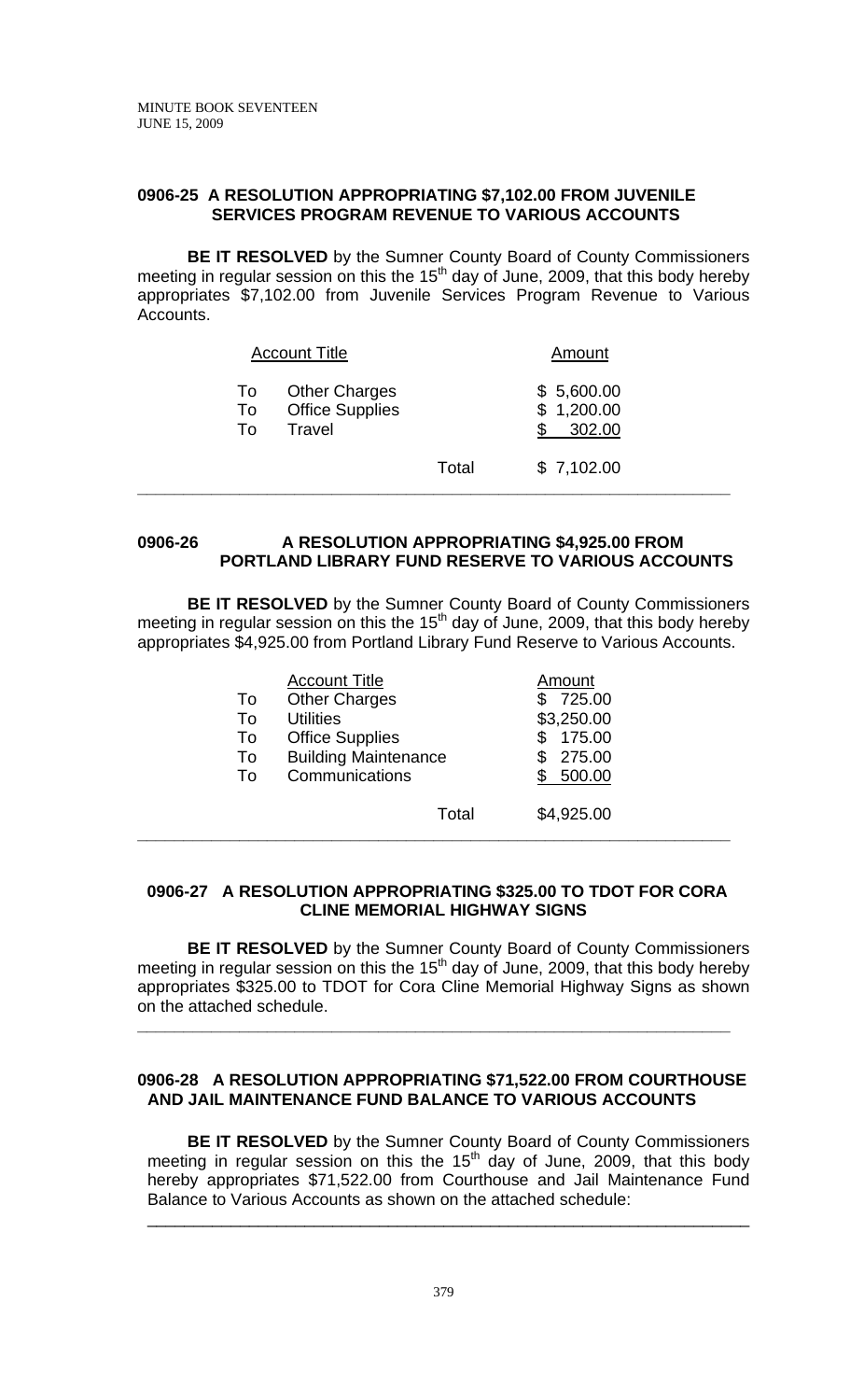### 0906-25 A RESOLUTION APPROPRIATING $7,102.00 FROM JUVENILE SERVICES PROGRAM REVENUE TO VARIOUS ACCOUNTS

**BE IT RESOLVED** by the Sumner County Board of County Commissioners meeting in regular session on this the 15th day of June, 2009, that this body hereby appropriates $7,102.00 from Juvenile Services Program Revenue to Various Accounts.

| | Account Title | | Amount |
|---|---|---|---|
| To | Other Charges | | $ 5,600.00 |
| To | Office Supplies | | $ 1,200.00 |
| To | Travel | | $ 302.00 |
| | | Total | $ 7,102.00 |

---

### 0906-26 A RESOLUTION APPROPRIATING $4,925.00 FROM PORTLAND LIBRARY FUND RESERVE TO VARIOUS ACCOUNTS

**BE IT RESOLVED** by the Sumner County Board of County Commissioners meeting in regular session on this the 15th day of June, 2009, that this body hereby appropriates $4,925.00 from Portland Library Fund Reserve to Various Accounts.

| | Account Title | | Amount |
|---|---|---|---|
| To | Other Charges | | $ 725.00 |
| To | Utilities | | $3,250.00 |
| To | Office Supplies | | $ 175.00 |
| To | Building Maintenance | | $ 275.00 |
| To | Communications | | $ 500.00 |
| | | Total | $4,925.00 |

---

### 0906-27 A RESOLUTION APPROPRIATING $325.00 TO TDOT FOR CORA CLINE MEMORIAL HIGHWAY SIGNS

**BE IT RESOLVED** by the Sumner County Board of County Commissioners meeting in regular session on this the 15th day of June, 2009, that this body hereby appropriates $325.00 to TDOT for Cora Cline Memorial Highway Signs as shown on the attached schedule.

---

### 0906-28 A RESOLUTION APPROPRIATING $71,522.00 FROM COURTHOUSE AND JAIL MAINTENANCE FUND BALANCE TO VARIOUS ACCOUNTS

**BE IT RESOLVED** by the Sumner County Board of County Commissioners meeting in regular session on this the 15th day of June, 2009, that this body hereby appropriates $71,522.00 from Courthouse and Jail Maintenance Fund Balance to Various Accounts as shown on the attached schedule:

---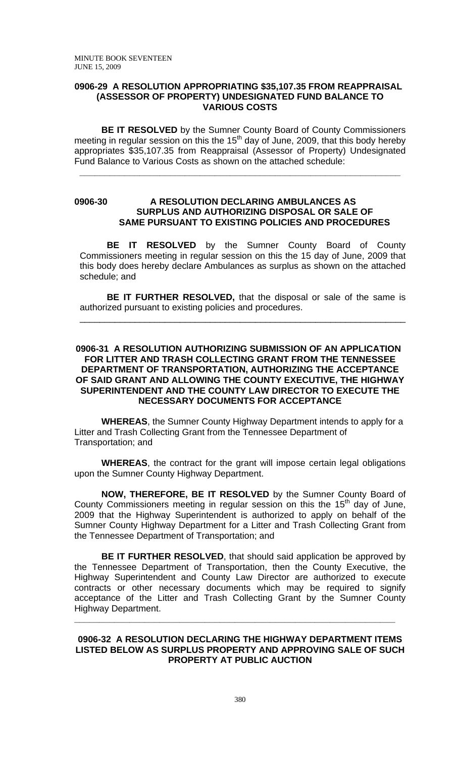## 0906-29 A RESOLUTION APPROPRIATING $35,107.35 FROM REAPPRAISAL (ASSESSOR OF PROPERTY) UNDESIGNATED FUND BALANCE TO VARIOUS COSTS

**BE IT RESOLVED** by the Sumner County Board of County Commissioners meeting in regular session on this the 15th day of June, 2009, that this body hereby appropriates $35,107.35 from Reappraisal (Assessor of Property) Undesignated Fund Balance to Various Costs as shown on the attached schedule:

---

## 0906-30 A RESOLUTION DECLARING AMBULANCES AS SURPLUS AND AUTHORIZING DISPOSAL OR SALE OF SAME PURSUANT TO EXISTING POLICIES AND PROCEDURES

**BE IT RESOLVED** by the Sumner County Board of County Commissioners meeting in regular session on this the 15 day of June, 2009 that this body does hereby declare Ambulances as surplus as shown on the attached schedule; and

**BE IT FURTHER RESOLVED,** that the disposal or sale of the same is authorized pursuant to existing policies and procedures.

---

## 0906-31 A RESOLUTION AUTHORIZING SUBMISSION OF AN APPLICATION FOR LITTER AND TRASH COLLECTING GRANT FROM THE TENNESSEE DEPARTMENT OF TRANSPORTATION, AUTHORIZING THE ACCEPTANCE OF SAID GRANT AND ALLOWING THE COUNTY EXECUTIVE, THE HIGHWAY SUPERINTENDENT AND THE COUNTY LAW DIRECTOR TO EXECUTE THE NECESSARY DOCUMENTS FOR ACCEPTANCE

**WHEREAS**, the Sumner County Highway Department intends to apply for a Litter and Trash Collecting Grant from the Tennessee Department of Transportation; and

**WHEREAS**, the contract for the grant will impose certain legal obligations upon the Sumner County Highway Department.

**NOW, THEREFORE, BE IT RESOLVED** by the Sumner County Board of County Commissioners meeting in regular session on this the 15th day of June, 2009 that the Highway Superintendent is authorized to apply on behalf of the Sumner County Highway Department for a Litter and Trash Collecting Grant from the Tennessee Department of Transportation; and

**BE IT FURTHER RESOLVED**, that should said application be approved by the Tennessee Department of Transportation, then the County Executive, the Highway Superintendent and County Law Director are authorized to execute contracts or other necessary documents which may be required to signify acceptance of the Litter and Trash Collecting Grant by the Sumner County Highway Department.

---

## 0906-32 A RESOLUTION DECLARING THE HIGHWAY DEPARTMENT ITEMS LISTED BELOW AS SURPLUS PROPERTY AND APPROVING SALE OF SUCH PROPERTY AT PUBLIC AUCTION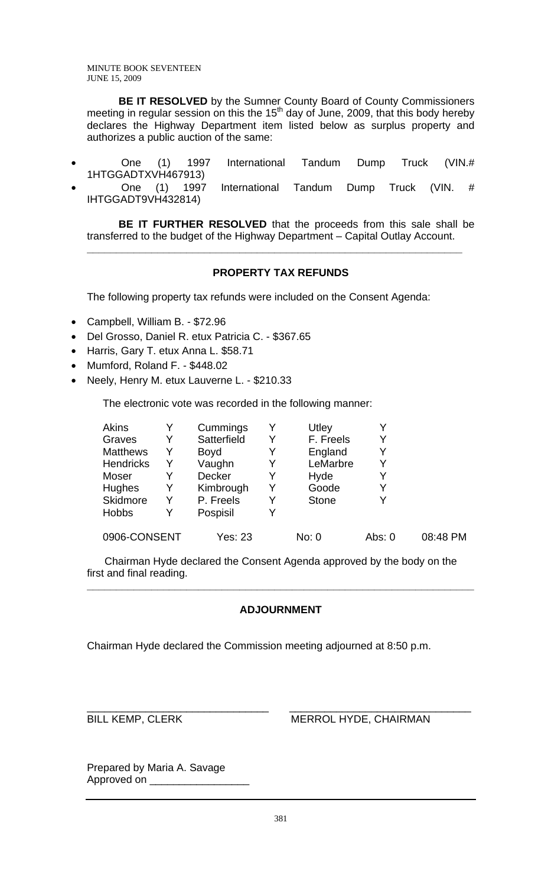BE IT RESOLVED by the Sumner County Board of County Commissioners meeting in regular session on this the 15th day of June, 2009, that this body hereby declares the Highway Department item listed below as surplus property and authorizes a public auction of the same:

- One (1) 1997 International Tandum Dump Truck (VIN.# 1HTGGADTXVH467913)
- One (1) 1997 International Tandum Dump Truck (VIN. # IHTGGADT9VH432814)

**BE IT FURTHER RESOLVED** that the proceeds from this sale shall be transferred to the budget of the Highway Department – Capital Outlay Account.

---

## PROPERTY TAX REFUNDS

The following property tax refunds were included on the Consent Agenda:

- Campbell, William B. - $72.96
- Del Grosso, Daniel R. etux Patricia C. - $367.65
- Harris, Gary T. etux Anna L. $58.71
- Mumford, Roland F. - $448.02
- Neely, Henry M. etux Lauverne L. - $210.33

The electronic vote was recorded in the following manner:

| | | | | | | |
|---|---|---|---|---|---|---|
| Akins | Y | Cummings | Y | Utley | Y | |
| Graves | Y | Satterfield | Y | F. Freels | Y | |
| Matthews | Y | Boyd | Y | England | Y | |
| Hendricks | Y | Vaughn | Y | LeMarbre | Y | |
| Moser | Y | Decker | Y | Hyde | Y | |
| Hughes | Y | Kimbrough | Y | Goode | Y | |
| Skidmore | Y | P. Freels | Y | Stone | Y | |
| Hobbs | Y | Pospisil | Y | | | |
| 0906-CONSENT | | Yes: 23 | | No: 0 | Abs: 0 | 08:48 PM |

Chairman Hyde declared the Consent Agenda approved by the body on the first and final reading.

---

## ADJOURNMENT

Chairman Hyde declared the Commission meeting adjourned at 8:50 p.m.

_____________________________ _____________________________

BILL KEMP, CLERK MERROL HYDE, CHAIRMAN

Prepared by Maria A. Savage
Approved on ________________